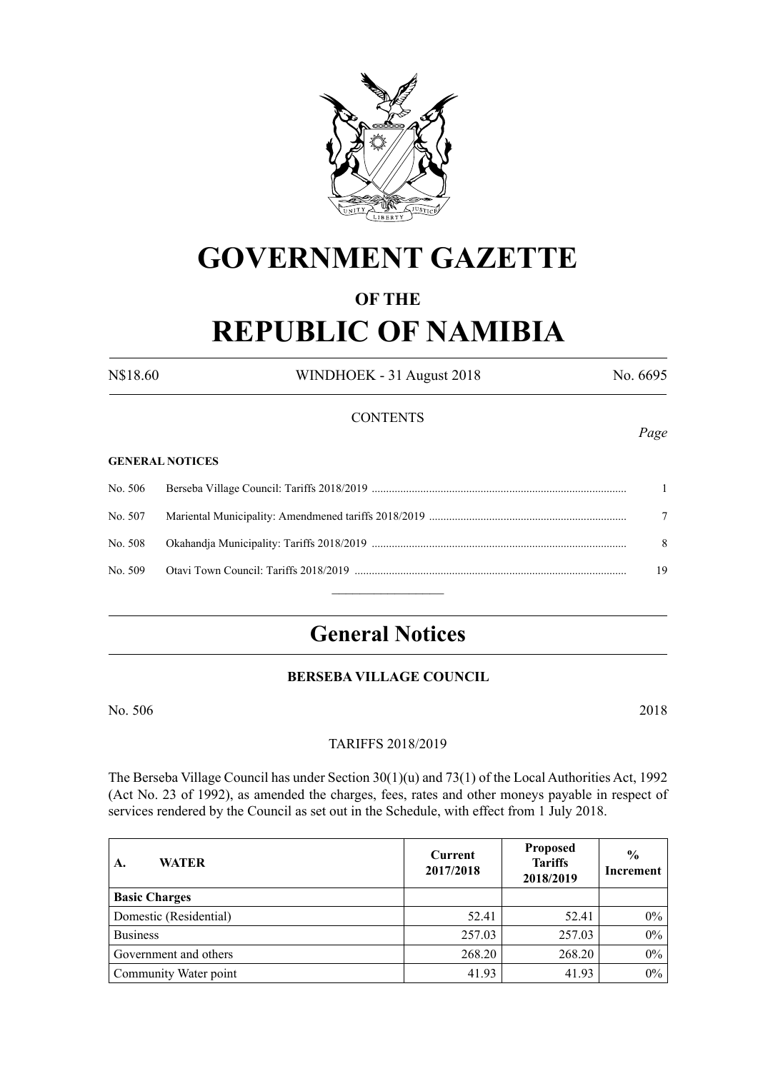# GOVERNMENT GAZETTE

## OF THE

# REPUBLIC OF NAMIBIA

N$18.60 WINDHOEK - 31 August 2018 No. 6695

CONTENTS

*Page*

**GENERAL NOTICES**

| | | |
|---|---|---|
| No. 506 | Berseba Village Council: Tariffs 2018/2019 | 1 |
| No. 507 | Mariental Municipality: Amendmened tariffs 2018/2019 | 7 |
| No. 508 | Okahandja Municipality: Tariffs 2018/2019 | 8 |
| No. 509 | Otavi Town Council: Tariffs 2018/2019 | 19 |

# General Notices

## BERSEBA VILLAGE COUNCIL

No. 506 2018

TARIFFS 2018/2019

The Berseba Village Council has under Section 30(1)(u) and 73(1) of the Local Authorities Act, 1992 (Act No. 23 of 1992), as amended the charges, fees, rates and other moneys payable in respect of services rendered by the Council as set out in the Schedule, with effect from 1 July 2018.

| A. WATER | Current 2017/2018 | Proposed Tariffs 2018/2019 | % Increment |
|---|---|---|---|
| **Basic Charges** | | | |
| Domestic (Residential) | 52.41 | 52.41 | 0% |
| Business | 257.03 | 257.03 | 0% |
| Government and others | 268.20 | 268.20 | 0% |
| Community Water point | 41.93 | 41.93 | 0% |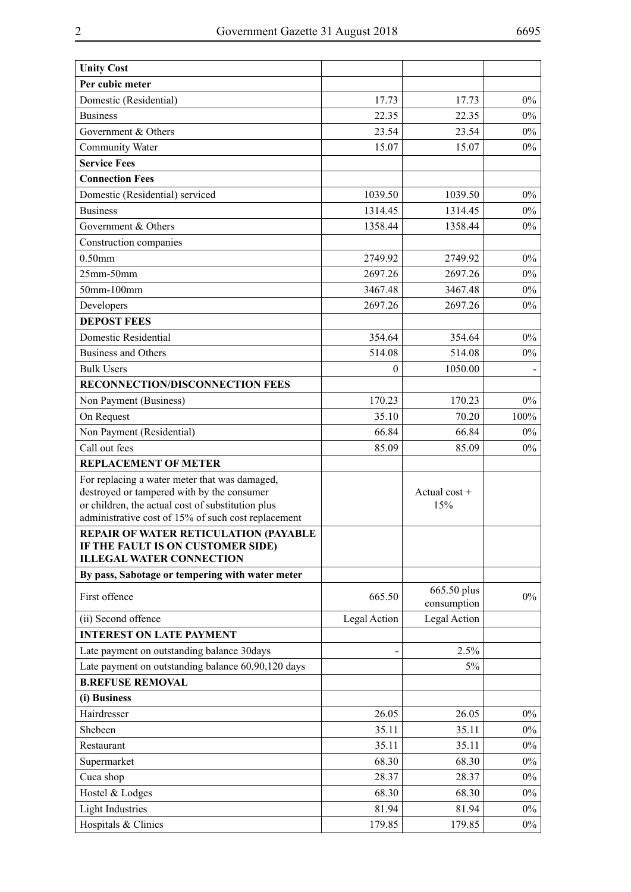| **Unity Cost** | | | |
|---|---|---|---|
| **Per cubic meter** | | | |
| Domestic (Residential) | 17.73 | 17.73 | 0% |
| Business | 22.35 | 22.35 | 0% |
| Government & Others | 23.54 | 23.54 | 0% |
| Community Water | 15.07 | 15.07 | 0% |
| **Service Fees** | | | |
| **Connection Fees** | | | |
| Domestic (Residential) serviced | 1039.50 | 1039.50 | 0% |
| Business | 1314.45 | 1314.45 | 0% |
| Government & Others | 1358.44 | 1358.44 | 0% |
| Construction companies | | | |
| 0.50mm | 2749.92 | 2749.92 | 0% |
| 25mm-50mm | 2697.26 | 2697.26 | 0% |
| 50mm-100mm | 3467.48 | 3467.48 | 0% |
| Developers | 2697.26 | 2697.26 | 0% |
| **DEPOST FEES** | | | |
| Domestic Residential | 354.64 | 354.64 | 0% |
| Business and Others | 514.08 | 514.08 | 0% |
| Bulk Users | 0 | 1050.00 | - |
| **RECONNECTION/DISCONNECTION FEES** | | | |
| Non Payment (Business) | 170.23 | 170.23 | 0% |
| On Request | 35.10 | 70.20 | 100% |
| Non Payment (Residential) | 66.84 | 66.84 | 0% |
| Call out fees | 85.09 | 85.09 | 0% |
| **REPLACEMENT OF METER** | | | |
| For replacing a water meter that was damaged, destroyed or tampered with by the consumer or children, the actual cost of substitution plus administrative cost of 15% of such cost replacement | | Actual cost + 15% | |
| **REPAIR OF WATER RETICULATION (PAYABLE IF THE FAULT IS ON CUSTOMER SIDE) ILLEGAL WATER CONNECTION** | | | |
| **By pass, Sabotage or tempering with water meter** | | | |
| First offence | 665.50 | 665.50 plus consumption | 0% |
| (ii) Second offence | Legal Action | Legal Action | |
| **INTEREST ON LATE PAYMENT** | | | |
| Late payment on outstanding balance 30days | - | 2.5% | |
| Late payment on outstanding balance 60,90,120 days | | 5% | |
| **B.REFUSE REMOVAL** | | | |
| **(i) Business** | | | |
| Hairdresser | 26.05 | 26.05 | 0% |
| Shebeen | 35.11 | 35.11 | 0% |
| Restaurant | 35.11 | 35.11 | 0% |
| Supermarket | 68.30 | 68.30 | 0% |
| Cuca shop | 28.37 | 28.37 | 0% |
| Hostel & Lodges | 68.30 | 68.30 | 0% |
| Light Industries | 81.94 | 81.94 | 0% |
| Hospitals & Clinics | 179.85 | 179.85 | 0% |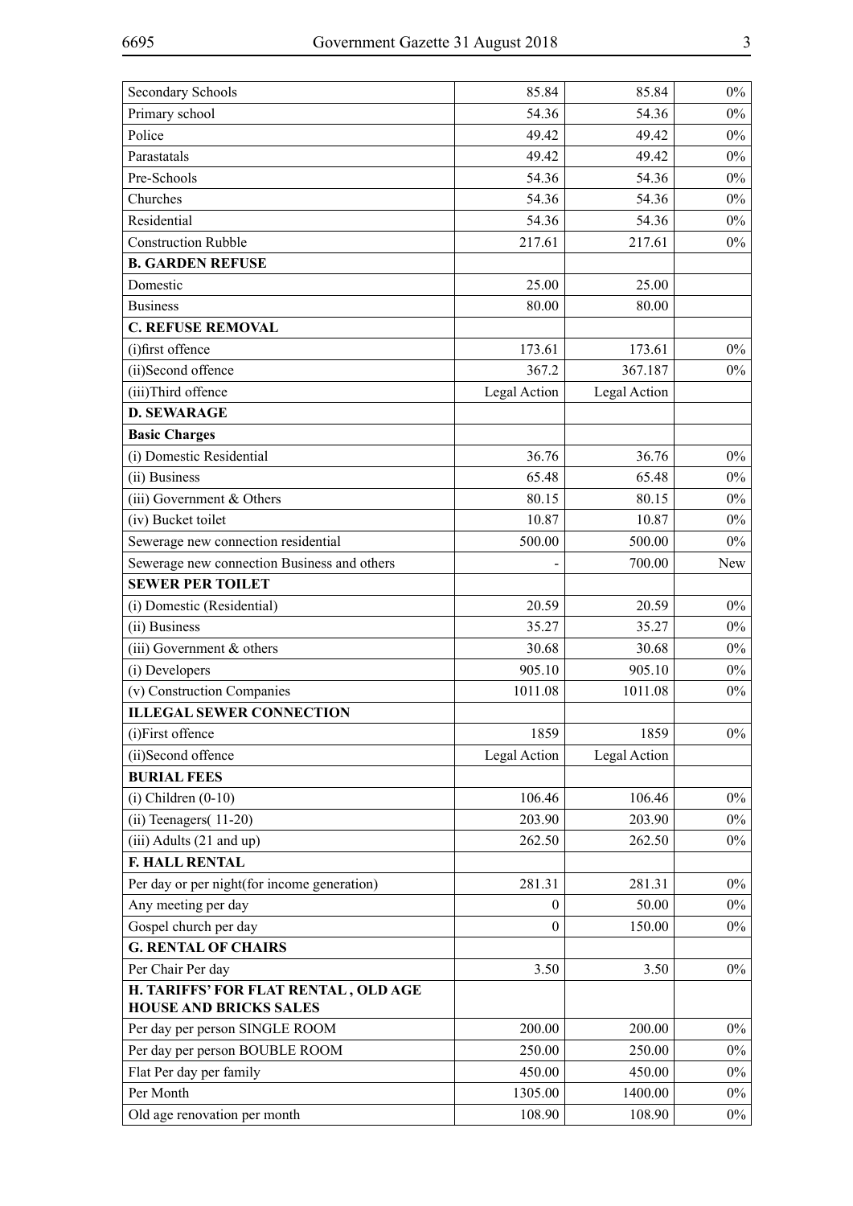| | | | |
|---|---|---|---|
| Secondary Schools | 85.84 | 85.84 | 0% |
| Primary school | 54.36 | 54.36 | 0% |
| Police | 49.42 | 49.42 | 0% |
| Parastatals | 49.42 | 49.42 | 0% |
| Pre-Schools | 54.36 | 54.36 | 0% |
| Churches | 54.36 | 54.36 | 0% |
| Residential | 54.36 | 54.36 | 0% |
| Construction Rubble | 217.61 | 217.61 | 0% |
| **B. GARDEN REFUSE** | | | |
| Domestic | 25.00 | 25.00 | |
| Business | 80.00 | 80.00 | |
| **C. REFUSE REMOVAL** | | | |
| (i)first offence | 173.61 | 173.61 | 0% |
| (ii)Second offence | 367.2 | 367.187 | 0% |
| (iii)Third offence | Legal Action | Legal Action | |
| **D. SEWARAGE** | | | |
| **Basic Charges** | | | |
| (i) Domestic Residential | 36.76 | 36.76 | 0% |
| (ii) Business | 65.48 | 65.48 | 0% |
| (iii) Government & Others | 80.15 | 80.15 | 0% |
| (iv) Bucket toilet | 10.87 | 10.87 | 0% |
| Sewerage new connection residential | 500.00 | 500.00 | 0% |
| Sewerage new connection Business and others | - | 700.00 | New |
| **SEWER PER TOILET** | | | |
| (i) Domestic (Residential) | 20.59 | 20.59 | 0% |
| (ii) Business | 35.27 | 35.27 | 0% |
| (iii) Government & others | 30.68 | 30.68 | 0% |
| (i) Developers | 905.10 | 905.10 | 0% |
| (v) Construction Companies | 1011.08 | 1011.08 | 0% |
| **ILLEGAL SEWER CONNECTION** | | | |
| (i)First offence | 1859 | 1859 | 0% |
| (ii)Second offence | Legal Action | Legal Action | |
| **BURIAL FEES** | | | |
| (i) Children (0-10) | 106.46 | 106.46 | 0% |
| (ii) Teenagers( 11-20) | 203.90 | 203.90 | 0% |
| (iii) Adults (21 and up) | 262.50 | 262.50 | 0% |
| **F. HALL RENTAL** | | | |
| Per day or per night(for income generation) | 281.31 | 281.31 | 0% |
| Any meeting per day | 0 | 50.00 | 0% |
| Gospel church per day | 0 | 150.00 | 0% |
| **G. RENTAL OF CHAIRS** | | | |
| Per Chair Per day | 3.50 | 3.50 | 0% |
| **H. TARIFFS' FOR FLAT RENTAL , OLD AGE HOUSE AND BRICKS SALES** | | | |
| Per day per person SINGLE ROOM | 200.00 | 200.00 | 0% |
| Per day per person BOUBLE ROOM | 250.00 | 250.00 | 0% |
| Flat Per day per family | 450.00 | 450.00 | 0% |
| Per Month | 1305.00 | 1400.00 | 0% |
| Old age renovation per month | 108.90 | 108.90 | 0% |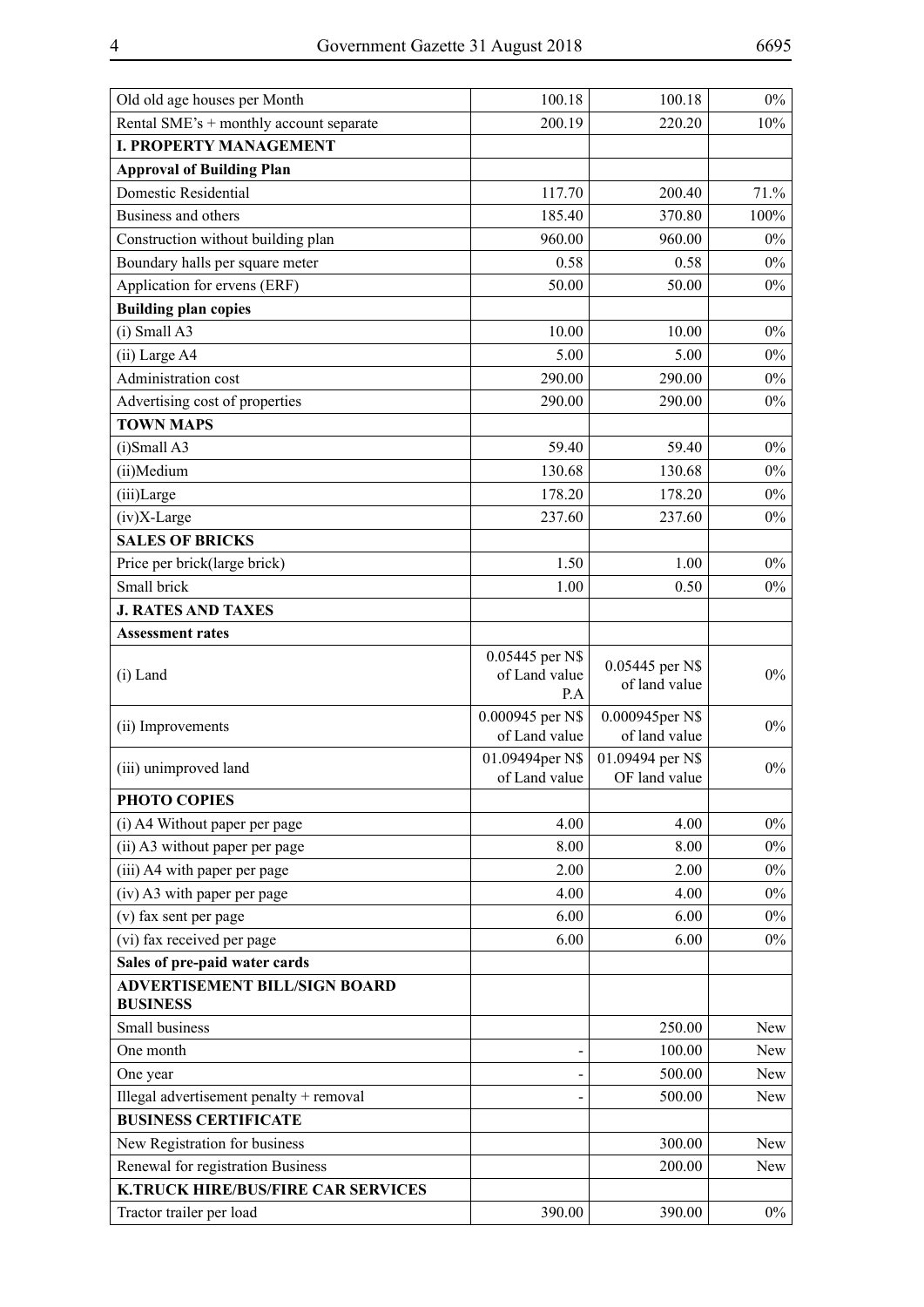| | | | |
|---|---|---|---|
| Old old age houses per Month | 100.18 | 100.18 | 0% |
| Rental SME's + monthly account separate | 200.19 | 220.20 | 10% |
| **I. PROPERTY MANAGEMENT** | | | |
| **Approval of Building Plan** | | | |
| Domestic Residential | 117.70 | 200.40 | 71.% |
| Business and others | 185.40 | 370.80 | 100% |
| Construction without building plan | 960.00 | 960.00 | 0% |
| Boundary halls per square meter | 0.58 | 0.58 | 0% |
| Application for ervens (ERF) | 50.00 | 50.00 | 0% |
| **Building plan copies** | | | |
| (i) Small A3 | 10.00 | 10.00 | 0% |
| (ii) Large A4 | 5.00 | 5.00 | 0% |
| Administration cost | 290.00 | 290.00 | 0% |
| Advertising cost of properties | 290.00 | 290.00 | 0% |
| **TOWN MAPS** | | | |
| (i)Small A3 | 59.40 | 59.40 | 0% |
| (ii)Medium | 130.68 | 130.68 | 0% |
| (iii)Large | 178.20 | 178.20 | 0% |
| (iv)X-Large | 237.60 | 237.60 | 0% |
| **SALES OF BRICKS** | | | |
| Price per brick(large brick) | 1.50 | 1.00 | 0% |
| Small brick | 1.00 | 0.50 | 0% |
| **J. RATES AND TAXES** | | | |
| **Assessment rates** | | | |
| (i) Land | 0.05445 per N$ of Land value P.A | 0.05445 per N$ of land value | 0% |
| (ii) Improvements | 0.000945 per N$ of Land value | 0.000945per N$ of land value | 0% |
| (iii) unimproved land | 01.09494per N$ of Land value | 01.09494 per N$ OF land value | 0% |
| **PHOTO COPIES** | | | |
| (i) A4 Without paper per page | 4.00 | 4.00 | 0% |
| (ii) A3 without paper per page | 8.00 | 8.00 | 0% |
| (iii) A4 with paper per page | 2.00 | 2.00 | 0% |
| (iv) A3 with paper per page | 4.00 | 4.00 | 0% |
| (v) fax sent per page | 6.00 | 6.00 | 0% |
| (vi) fax received per page | 6.00 | 6.00 | 0% |
| **Sales of pre-paid water cards** | | | |
| **ADVERTISEMENT BILL/SIGN BOARD BUSINESS** | | | |
| Small business | | 250.00 | New |
| One month | - | 100.00 | New |
| One year | - | 500.00 | New |
| Illegal advertisement penalty + removal | - | 500.00 | New |
| **BUSINESS CERTIFICATE** | | | |
| New Registration for business | | 300.00 | New |
| Renewal for registration Business | | 200.00 | New |
| **K.TRUCK HIRE/BUS/FIRE CAR SERVICES** | | | |
| Tractor trailer per load | 390.00 | 390.00 | 0% |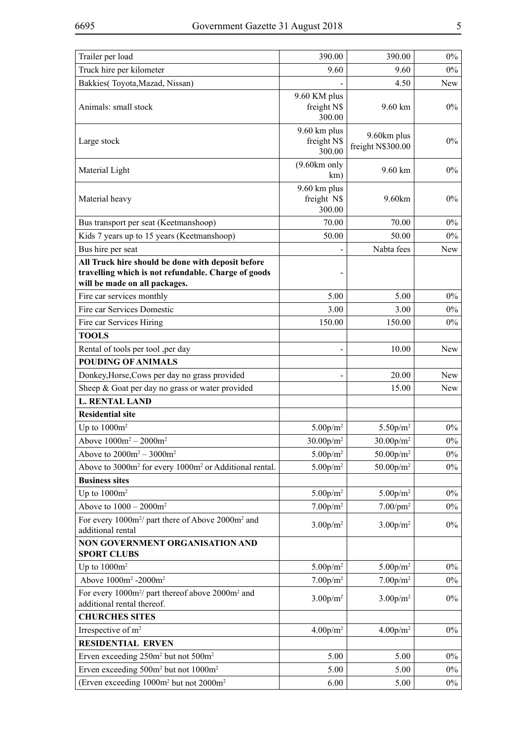| | | | |
|---|---|---|---|
| Trailer per load | 390.00 | 390.00 | 0% |
| Truck hire per kilometer | 9.60 | 9.60 | 0% |
| Bakkies( Toyota,Mazad, Nissan) | - | 4.50 | New |
| Animals: small stock | 9.60 KM plus freight N$ 300.00 | 9.60 km | 0% |
| Large stock | 9.60 km plus freight N$ 300.00 | 9.60km plus freight N$300.00 | 0% |
| Material Light | (9.60km only km) | 9.60 km | 0% |
| Material heavy | 9.60 km plus freight N$ 300.00 | 9.60km | 0% |
| Bus transport per seat (Keetmanshoop) | 70.00 | 70.00 | 0% |
| Kids 7 years up to 15 years (Keetmanshoop) | 50.00 | 50.00 | 0% |
| Bus hire per seat | - | Nabta fees | New |
| **All Truck hire should be done with deposit before travelling which is not refundable. Charge of goods will be made on all packages.** | - | | |
| Fire car services monthly | 5.00 | 5.00 | 0% |
| Fire car Services Domestic | 3.00 | 3.00 | 0% |
| Fire car Services Hiring | 150.00 | 150.00 | 0% |
| **TOOLS** | | | |
| Rental of tools per tool ,per day | - | 10.00 | New |
| **POUDING OF ANIMALS** | | | |
| Donkey,Horse,Cows per day no grass provided | - | 20.00 | New |
| Sheep & Goat per day no grass or water provided | | 15.00 | New |
| **L. RENTAL LAND** | | | |
| **Residential site** | | | |
| Up to 1000m$^2$ | 5.00p/m$^2$ | 5.50p/m$^2$ | 0% |
| Above 1000m$^2$ – 2000m$^2$ | 30.00p/m$^2$ | 30.00p/m$^2$ | 0% |
| Above to 2000m$^2$ – 3000m$^2$ | 5.00p/m$^2$ | 50.00p/m$^2$ | 0% |
| Above to 3000m$^2$ for every 1000m$^2$ or Additional rental. | 5.00p/m$^2$ | 50.00p/m$^2$ | 0% |
| **Business sites** | | | |
| Up to 1000m$^2$ | 5.00p/m$^2$ | 5.00p/m$^2$ | 0% |
| Above to 1000 – 2000m$^2$ | 7.00p/m$^2$ | 7.00/pm$^2$ | 0% |
| For every 1000m$^2$/ part there of Above 2000m$^2$ and additional rental | 3.00p/m$^2$ | 3.00p/m$^2$ | 0% |
| **NON GOVERNMENT ORGANISATION AND SPORT CLUBS** | | | |
| Up to 1000m$^2$ | 5.00p/m$^2$ | 5.00p/m$^2$ | 0% |
| Above 1000m$^2$ -2000m$^2$ | 7.00p/m$^2$ | 7.00p/m$^2$ | 0% |
| For every 1000m$^2$/ part thereof above 2000m$^2$ and additional rental thereof. | 3.00p/m$^2$ | 3.00p/m$^2$ | 0% |
| **CHURCHES SITES** | | | |
| Irrespective of m$^2$ | 4.00p/m$^2$ | 4.00p/m$^2$ | 0% |
| **RESIDENTIAL ERVEN** | | | |
| Erven exceeding 250m$^2$ but not 500m$^2$ | 5.00 | 5.00 | 0% |
| Erven exceeding 500m$^2$ but not 1000m$^2$ | 5.00 | 5.00 | 0% |
| (Erven exceeding 1000m$^2$ but not 2000m$^2$ | 6.00 | 5.00 | 0% |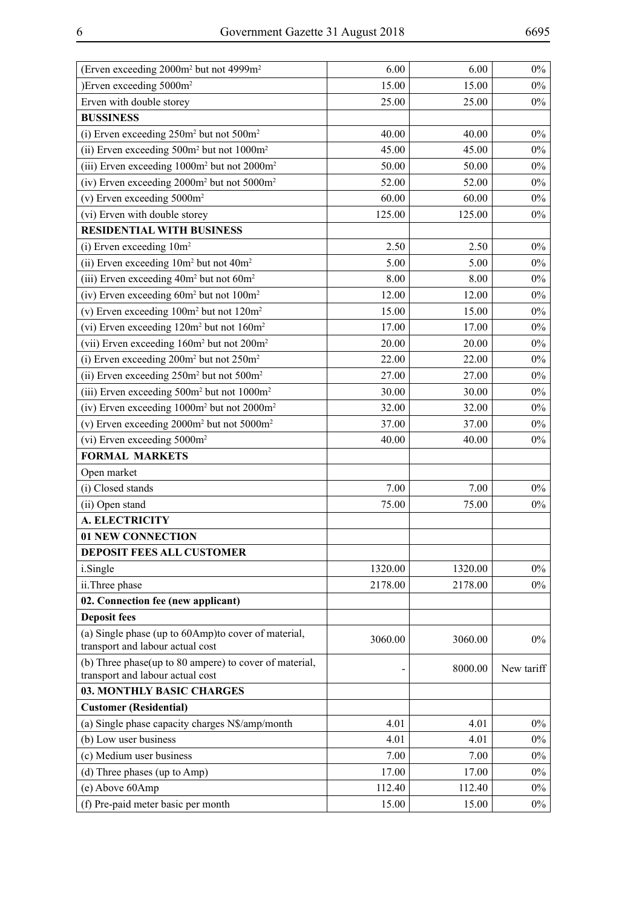| | | | |
|---|---|---|---|
| (Erven exceeding 2000m$^2$ but not 4999m$^2$ | 6.00 | 6.00 | 0% |
| )Erven exceeding 5000m$^2$ | 15.00 | 15.00 | 0% |
| Erven with double storey | 25.00 | 25.00 | 0% |
| **BUSSINESS** | | | |
| (i) Erven exceeding 250m$^2$ but not 500m$^2$ | 40.00 | 40.00 | 0% |
| (ii) Erven exceeding 500m$^2$ but not 1000m$^2$ | 45.00 | 45.00 | 0% |
| (iii) Erven exceeding 1000m$^2$ but not 2000m$^2$ | 50.00 | 50.00 | 0% |
| (iv) Erven exceeding 2000m$^2$ but not 5000m$^2$ | 52.00 | 52.00 | 0% |
| (v) Erven exceeding 5000m$^2$ | 60.00 | 60.00 | 0% |
| (vi) Erven with double storey | 125.00 | 125.00 | 0% |
| **RESIDENTIAL WITH BUSINESS** | | | |
| (i) Erven exceeding 10m$^2$ | 2.50 | 2.50 | 0% |
| (ii) Erven exceeding 10m$^2$ but not 40m$^2$ | 5.00 | 5.00 | 0% |
| (iii) Erven exceeding 40m$^2$ but not 60m$^2$ | 8.00 | 8.00 | 0% |
| (iv) Erven exceeding 60m$^2$ but not 100m$^2$ | 12.00 | 12.00 | 0% |
| (v) Erven exceeding 100m$^2$ but not 120m$^2$ | 15.00 | 15.00 | 0% |
| (vi) Erven exceeding 120m$^2$ but not 160m$^2$ | 17.00 | 17.00 | 0% |
| (vii) Erven exceeding 160m$^2$ but not 200m$^2$ | 20.00 | 20.00 | 0% |
| (i) Erven exceeding 200m$^2$ but not 250m$^2$ | 22.00 | 22.00 | 0% |
| (ii) Erven exceeding 250m$^2$ but not 500m$^2$ | 27.00 | 27.00 | 0% |
| (iii) Erven exceeding 500m$^2$ but not 1000m$^2$ | 30.00 | 30.00 | 0% |
| (iv) Erven exceeding 1000m$^2$ but not 2000m$^2$ | 32.00 | 32.00 | 0% |
| (v) Erven exceeding 2000m$^2$ but not 5000m$^2$ | 37.00 | 37.00 | 0% |
| (vi) Erven exceeding 5000m$^2$ | 40.00 | 40.00 | 0% |
| **FORMAL MARKETS** | | | |
| Open market | | | |
| (i) Closed stands | 7.00 | 7.00 | 0% |
| (ii) Open stand | 75.00 | 75.00 | 0% |
| **A. ELECTRICITY** | | | |
| **01 NEW CONNECTION** | | | |
| **DEPOSIT FEES ALL CUSTOMER** | | | |
| i.Single | 1320.00 | 1320.00 | 0% |
| ii.Three phase | 2178.00 | 2178.00 | 0% |
| **02. Connection fee (new applicant)** | | | |
| **Deposit fees** | | | |
| (a) Single phase (up to 60Amp)to cover of material, transport and labour actual cost | 3060.00 | 3060.00 | 0% |
| (b) Three phase(up to 80 ampere) to cover of material, transport and labour actual cost | - | 8000.00 | New tariff |
| **03. MONTHLY BASIC CHARGES** | | | |
| **Customer (Residential)** | | | |
| (a) Single phase capacity charges N$/amp/month | 4.01 | 4.01 | 0% |
| (b) Low user business | 4.01 | 4.01 | 0% |
| (c) Medium user business | 7.00 | 7.00 | 0% |
| (d) Three phases (up to Amp) | 17.00 | 17.00 | 0% |
| (e) Above 60Amp | 112.40 | 112.40 | 0% |
| (f) Pre-paid meter basic per month | 15.00 | 15.00 | 0% |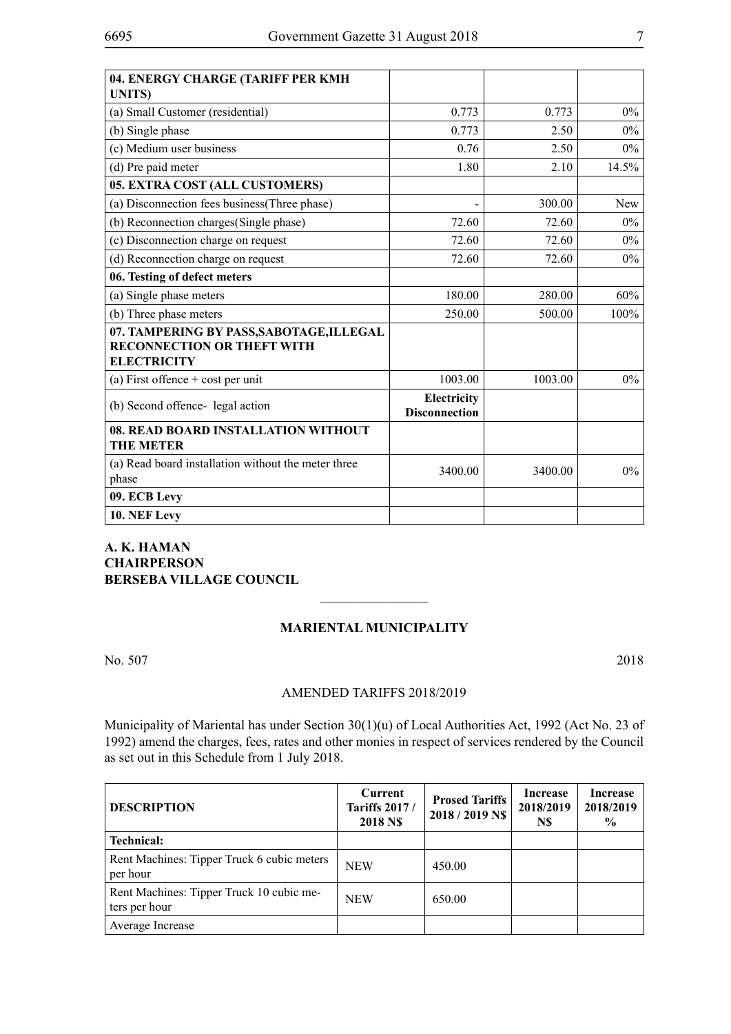| 04. ENERGY CHARGE (TARIFF PER KMH UNITS) | | | |
|---|---|---|---|
| (a) Small Customer (residential) | 0.773 | 0.773 | 0% |
| (b) Single phase | 0.773 | 2.50 | 0% |
| (c) Medium user business | 0.76 | 2.50 | 0% |
| (d) Pre paid meter | 1.80 | 2.10 | 14.5% |
| **05. EXTRA COST (ALL CUSTOMERS)** | | | |
| (a) Disconnection fees business(Three phase) | - | 300.00 | New |
| (b) Reconnection charges(Single phase) | 72.60 | 72.60 | 0% |
| (c) Disconnection charge on request | 72.60 | 72.60 | 0% |
| (d) Reconnection charge on request | 72.60 | 72.60 | 0% |
| **06. Testing of defect meters** | | | |
| (a) Single phase meters | 180.00 | 280.00 | 60% |
| (b) Three phase meters | 250.00 | 500.00 | 100% |
| **07. TAMPERING BY PASS,SABOTAGE,ILLEGAL RECONNECTION OR THEFT WITH ELECTRICITY** | | | |
| (a) First offence + cost per unit | 1003.00 | 1003.00 | 0% |
| (b) Second offence- legal action | **Electricity Disconnection** | | |
| **08. READ BOARD INSTALLATION WITHOUT THE METER** | | | |
| (a) Read board installation without the meter three phase | 3400.00 | 3400.00 | 0% |
| **09. ECB Levy** | | | |
| **10. NEF Levy** | | | |

**A. K. HAMAN**
**CHAIRPERSON**
**BERSEBA VILLAGE COUNCIL**

---

## MARIENTAL MUNICIPALITY

No. 507 2018

AMENDED TARIFFS 2018/2019

Municipality of Mariental has under Section 30(1)(u) of Local Authorities Act, 1992 (Act No. 23 of 1992) amend the charges, fees, rates and other monies in respect of services rendered by the Council as set out in this Schedule from 1 July 2018.

| DESCRIPTION | Current Tariffs 2017 / 2018 N$ | Prosed Tariffs 2018 / 2019 N$ | Increase 2018/2019 N$ | Increase 2018/2019 % |
|---|---|---|---|---|
| **Technical:** | | | | |
| Rent Machines: Tipper Truck 6 cubic meters per hour | NEW | 450.00 | | |
| Rent Machines: Tipper Truck 10 cubic meters per hour | NEW | 650.00 | | |
| Average Increase | | | | |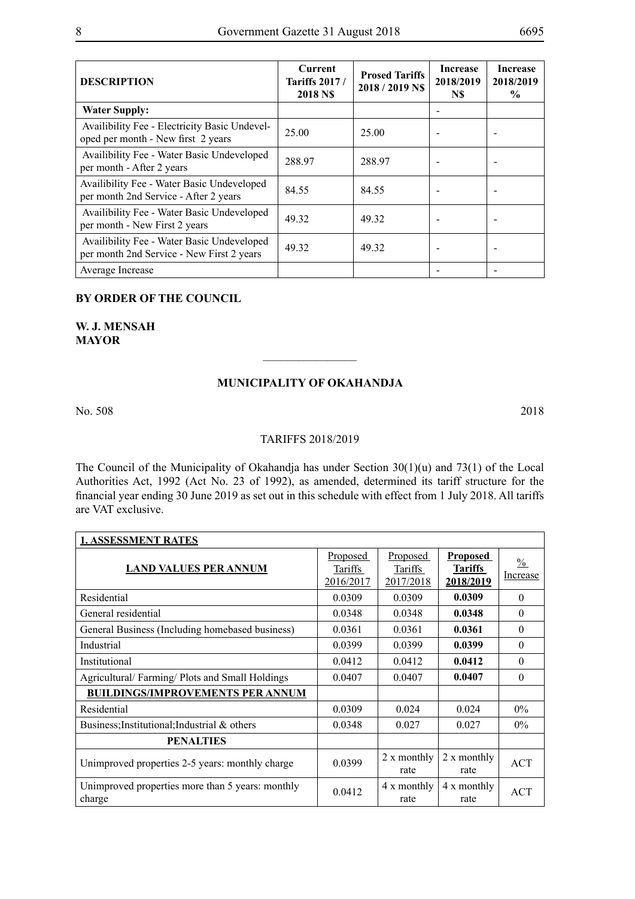| DESCRIPTION | Current Tariffs 2017 / 2018 N$ | Prosed Tariffs 2018 / 2019 N$ | Increase 2018/2019 N$ | Increase 2018/2019 % |
|---|---|---|---|---|
| **Water Supply:** | | | - | |
| Availibility Fee - Electricity Basic Undeveloped per month - New first 2 years | 25.00 | 25.00 | - | - |
| Availibility Fee - Water Basic Undeveloped per month - After 2 years | 288.97 | 288.97 | - | - |
| Availibility Fee - Water Basic Undeveloped per month 2nd Service - After 2 years | 84.55 | 84.55 | - | - |
| Availibility Fee - Water Basic Undeveloped per month - New First 2 years | 49.32 | 49.32 | - | - |
| Availibility Fee - Water Basic Undeveloped per month 2nd Service - New First 2 years | 49.32 | 49.32 | - | - |
| Average Increase | | | - | - |

**BY ORDER OF THE COUNCIL**

**W. J. MENSAH**
**MAYOR**

---

## MUNICIPALITY OF OKAHANDJA

No. 508 2018

TARIFFS 2018/2019

The Council of the Municipality of Okahandja has under Section 30(1)(u) and 73(1) of the Local Authorities Act, 1992 (Act No. 23 of 1992), as amended, determined its tariff structure for the financial year ending 30 June 2019 as set out in this schedule with effect from 1 July 2018. All tariffs are VAT exclusive.

| **1. ASSESSMENT RATES** | | | | |
|---|---|---|---|---|
| **LAND VALUES PER ANNUM** | Proposed Tariffs 2016/2017 | Proposed Tariffs 2017/2018 | **Proposed Tariffs 2018/2019** | % Increase |
| Residential | 0.0309 | 0.0309 | **0.0309** | 0 |
| General residential | 0.0348 | 0.0348 | **0.0348** | 0 |
| General Business (Including homebased business) | 0.0361 | 0.0361 | **0.0361** | 0 |
| Industrial | 0.0399 | 0.0399 | **0.0399** | 0 |
| Institutional | 0.0412 | 0.0412 | **0.0412** | 0 |
| Agricultural/ Farming/ Plots and Small Holdings | 0.0407 | 0.0407 | **0.0407** | 0 |
| **BUILDINGS/IMPROVEMENTS PER ANNUM** | | | | |
| Residential | 0.0309 | 0.024 | 0.024 | 0% |
| Business;Institutional;Industrial & others | 0.0348 | 0.027 | 0.027 | 0% |
| **PENALTIES** | | | | |
| Unimproved properties 2-5 years: monthly charge | 0.0399 | 2 x monthly rate | 2 x monthly rate | ACT |
| Unimproved properties more than 5 years: monthly charge | 0.0412 | 4 x monthly rate | 4 x monthly rate | ACT |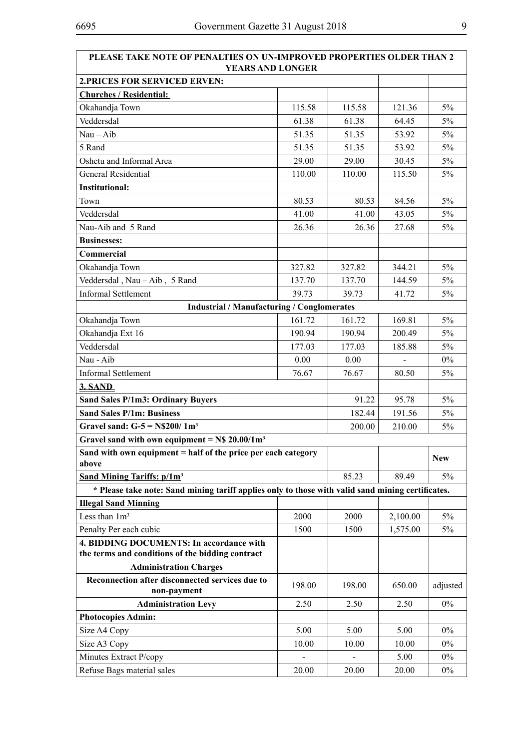| PLEASE TAKE NOTE OF PENALTIES ON UN-IMPROVED PROPERTIES OLDER THAN 2 YEARS AND LONGER | | | | |
|---|---|---|---|---|
| **2.PRICES FOR SERVICED ERVEN:** | | | | |
| **Churches / Residential:** | | | | |
| Okahandja Town | 115.58 | 115.58 | 121.36 | 5% |
| Veddersdal | 61.38 | 61.38 | 64.45 | 5% |
| Nau – Aib | 51.35 | 51.35 | 53.92 | 5% |
| 5 Rand | 51.35 | 51.35 | 53.92 | 5% |
| Oshetu and Informal Area | 29.00 | 29.00 | 30.45 | 5% |
| General Residential | 110.00 | 110.00 | 115.50 | 5% |
| **Institutional:** | | | | |
| Town | 80.53 | 80.53 | 84.56 | 5% |
| Veddersdal | 41.00 | 41.00 | 43.05 | 5% |
| Nau-Aib and 5 Rand | 26.36 | 26.36 | 27.68 | 5% |
| **Businesses:** | | | | |
| **Commercial** | | | | |
| Okahandja Town | 327.82 | 327.82 | 344.21 | 5% |
| Veddersdal , Nau – Aib , 5 Rand | 137.70 | 137.70 | 144.59 | 5% |
| Informal Settlement | 39.73 | 39.73 | 41.72 | 5% |
| **Industrial / Manufacturing / Conglomerates** | | | | |
| Okahandja Town | 161.72 | 161.72 | 169.81 | 5% |
| Okahandja Ext 16 | 190.94 | 190.94 | 200.49 | 5% |
| Veddersdal | 177.03 | 177.03 | 185.88 | 5% |
| Nau - Aib | 0.00 | 0.00 | - | 0% |
| Informal Settlement | 76.67 | 76.67 | 80.50 | 5% |
| **3. SAND** | | | | |
| **Sand Sales P/1m3: Ordinary Buyers** | | 91.22 | 95.78 | 5% |
| **Sand Sales P/1m: Business** | | 182.44 | 191.56 | 5% |
| **Gravel sand: G-5 = N$200/ 1m³** | | 200.00 | 210.00 | 5% |
| **Gravel sand with own equipment = N$ 20.00/1m³** | | | | |
| **Sand with own equipment = half of the price per each category above** | | | | **New** |
| **Sand Mining Tariffs: p/1m³** | | 85.23 | 89.49 | 5% |
| **\* Please take note: Sand mining tariff applies only to those with valid sand mining certificates.** | | | | |
| **Illegal Sand Minning** | | | | |
| Less than 1m³ | 2000 | 2000 | 2,100.00 | 5% |
| Penalty Per each cubic | 1500 | 1500 | 1,575.00 | 5% |
| **4. BIDDING DOCUMENTS: In accordance with the terms and conditions of the bidding contract** | | | | |
| **Administration Charges** | | | | |
| **Reconnection after disconnected services due to non-payment** | 198.00 | 198.00 | 650.00 | adjusted |
| **Administration Levy** | 2.50 | 2.50 | 2.50 | 0% |
| **Photocopies Admin:** | | | | |
| Size A4 Copy | 5.00 | 5.00 | 5.00 | 0% |
| Size A3 Copy | 10.00 | 10.00 | 10.00 | 0% |
| Minutes Extract P/copy | - | - | 5.00 | 0% |
| Refuse Bags material sales | 20.00 | 20.00 | 20.00 | 0% |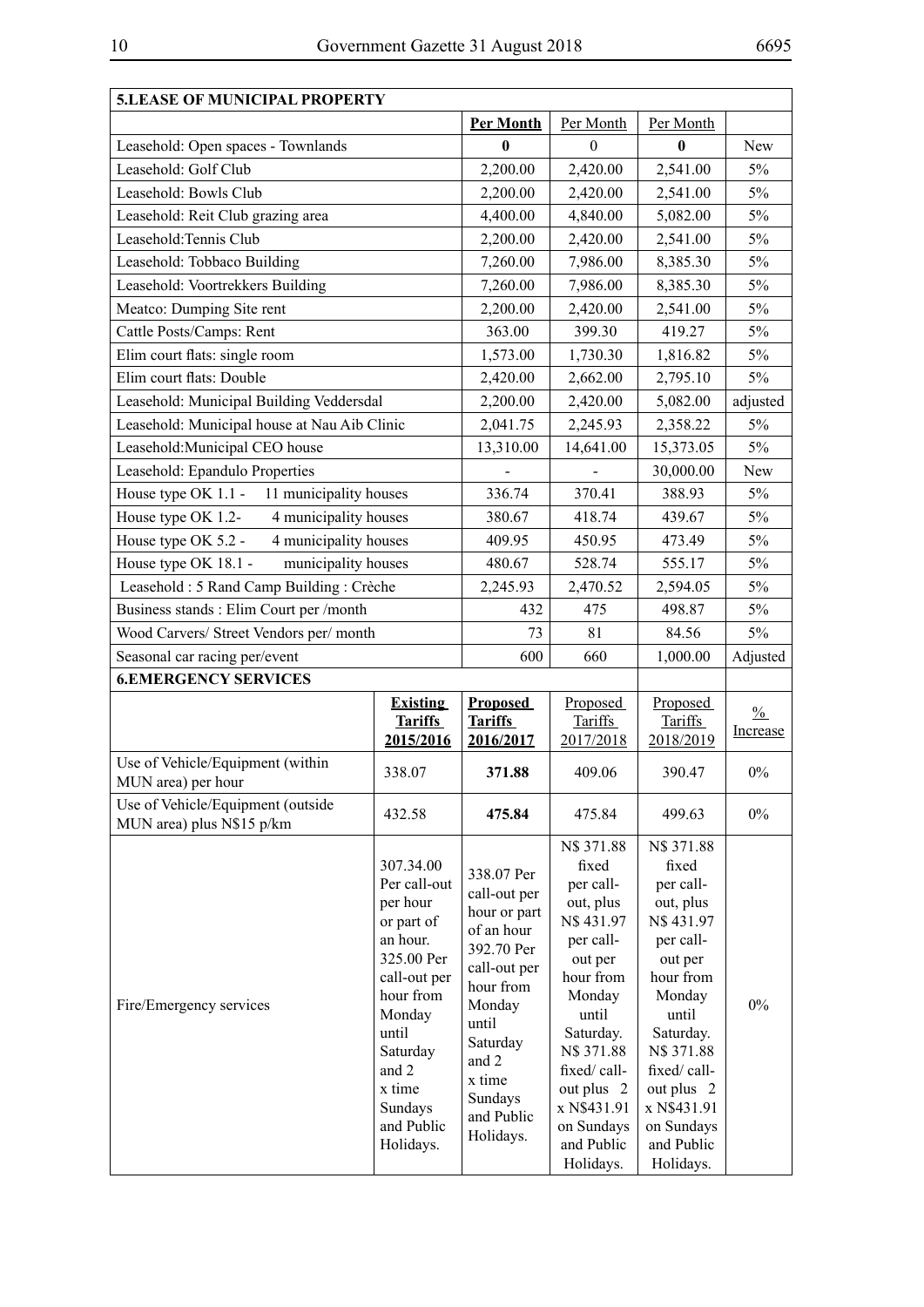| 5.LEASE OF MUNICIPAL PROPERTY | | | | | |
|---|---|---|---|---|---|
| | | **Per Month** | Per Month | Per Month | |
| Leasehold: Open spaces - Townlands | | **0** | 0 | **0** | New |
| Leasehold: Golf Club | | 2,200.00 | 2,420.00 | 2,541.00 | 5% |
| Leasehold: Bowls Club | | 2,200.00 | 2,420.00 | 2,541.00 | 5% |
| Leasehold: Reit Club grazing area | | 4,400.00 | 4,840.00 | 5,082.00 | 5% |
| Leasehold:Tennis Club | | 2,200.00 | 2,420.00 | 2,541.00 | 5% |
| Leasehold: Tobbaco Building | | 7,260.00 | 7,986.00 | 8,385.30 | 5% |
| Leasehold: Voortrekkers Building | | 7,260.00 | 7,986.00 | 8,385.30 | 5% |
| Meatco: Dumping Site rent | | 2,200.00 | 2,420.00 | 2,541.00 | 5% |
| Cattle Posts/Camps: Rent | | 363.00 | 399.30 | 419.27 | 5% |
| Elim court flats: single room | | 1,573.00 | 1,730.30 | 1,816.82 | 5% |
| Elim court flats: Double | | 2,420.00 | 2,662.00 | 2,795.10 | 5% |
| Leasehold: Municipal Building Veddersdal | | 2,200.00 | 2,420.00 | 5,082.00 | adjusted |
| Leasehold: Municipal house at Nau Aib Clinic | | 2,041.75 | 2,245.93 | 2,358.22 | 5% |
| Leasehold:Municipal CEO house | | 13,310.00 | 14,641.00 | 15,373.05 | 5% |
| Leasehold: Epandulo Properties | | - | - | 30,000.00 | New |
| House type OK 1.1 - 11 municipality houses | | 336.74 | 370.41 | 388.93 | 5% |
| House type OK 1.2- 4 municipality houses | | 380.67 | 418.74 | 439.67 | 5% |
| House type OK 5.2 - 4 municipality houses | | 409.95 | 450.95 | 473.49 | 5% |
| House type OK 18.1 - municipality houses | | 480.67 | 528.74 | 555.17 | 5% |
| Leasehold : 5 Rand Camp Building : Crèche | | 2,245.93 | 2,470.52 | 2,594.05 | 5% |
| Business stands : Elim Court per /month | | 432 | 475 | 498.87 | 5% |
| Wood Carvers/ Street Vendors per/ month | | 73 | 81 | 84.56 | 5% |
| Seasonal car racing per/event | | 600 | 660 | 1,000.00 | Adjusted |
| **6.EMERGENCY SERVICES** | | | | | |
| | **Existing Tariffs 2015/2016** | **Proposed Tariffs 2016/2017** | Proposed Tariffs 2017/2018 | Proposed Tariffs 2018/2019 | % Increase |
| Use of Vehicle/Equipment (within MUN area) per hour | 338.07 | **371.88** | 409.06 | 390.47 | 0% |
| Use of Vehicle/Equipment (outside MUN area) plus N$15 p/km | 432.58 | **475.84** | 475.84 | 499.63 | 0% |
| Fire/Emergency services | 307.34.00 Per call-out per hour or part of an hour. 325.00 Per call-out per hour from Monday until Saturday and 2 x time Sundays and Public Holidays. | 338.07 Per call-out per hour or part of an hour 392.70 Per call-out per hour from Monday until Saturday and 2 x time Sundays and Public Holidays. | N$ 371.88 fixed per call-out, plus N$ 431.97 per call-out per hour from Monday until Saturday. N$ 371.88 fixed/ call-out plus 2 x N$431.91 on Sundays and Public Holidays. | N$ 371.88 fixed per call-out, plus N$ 431.97 per call-out per hour from Monday until Saturday. N$ 371.88 fixed/ call-out plus 2 x N$431.91 on Sundays and Public Holidays. | 0% |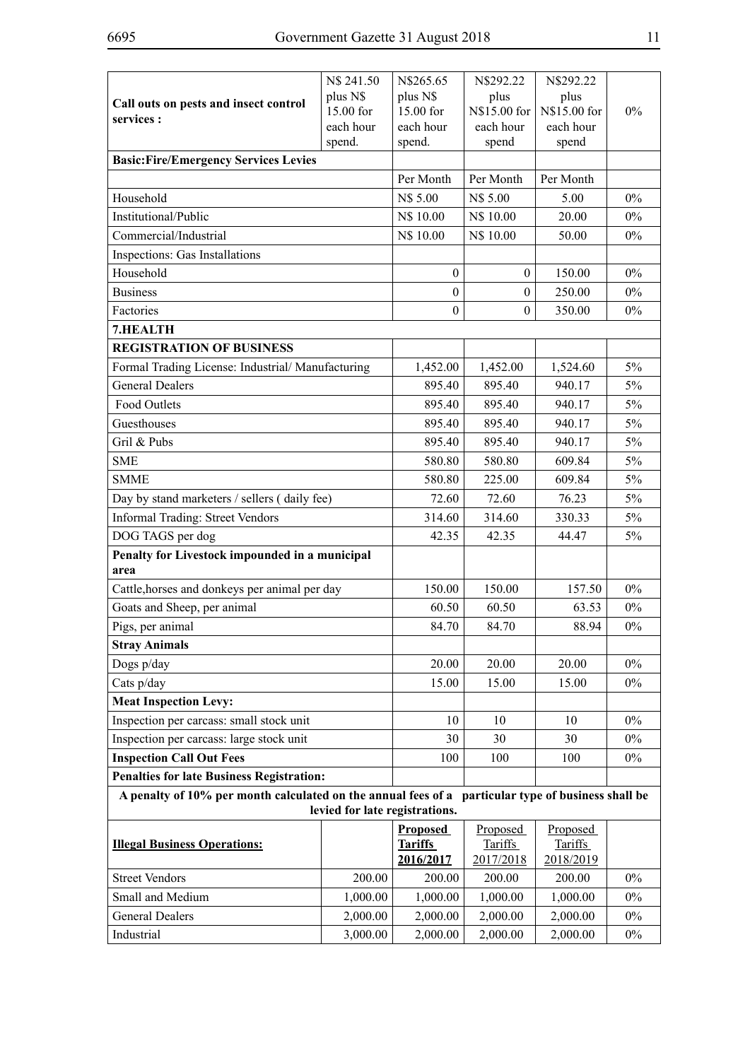| **Call outs on pests and insect control services :** | N$ 241.50 plus N$ 15.00 for each hour spend. | N$265.65 plus N$ 15.00 for each hour spend. | N$292.22 plus N$15.00 for each hour spend | N$292.22 plus N$15.00 for each hour spend | 0% |
|---|---|---|---|---|---|
| **Basic:Fire/Emergency Services Levies** | | | | | |
| | | Per Month | Per Month | Per Month | |
| Household | | N$ 5.00 | N$ 5.00 | 5.00 | 0% |
| Institutional/Public | | N$ 10.00 | N$ 10.00 | 20.00 | 0% |
| Commercial/Industrial | | N$ 10.00 | N$ 10.00 | 50.00 | 0% |
| Inspections: Gas Installations | | | | | |
| Household | | 0 | 0 | 150.00 | 0% |
| Business | | 0 | 0 | 250.00 | 0% |
| Factories | | 0 | 0 | 350.00 | 0% |
| **7.HEALTH** | | | | | |
| **REGISTRATION OF BUSINESS** | | | | | |
| Formal Trading License: Industrial/ Manufacturing | | 1,452.00 | 1,452.00 | 1,524.60 | 5% |
| General Dealers | | 895.40 | 895.40 | 940.17 | 5% |
| Food Outlets | | 895.40 | 895.40 | 940.17 | 5% |
| Guesthouses | | 895.40 | 895.40 | 940.17 | 5% |
| Gril & Pubs | | 895.40 | 895.40 | 940.17 | 5% |
| SME | | 580.80 | 580.80 | 609.84 | 5% |
| SMME | | 580.80 | 225.00 | 609.84 | 5% |
| Day by stand marketers / sellers ( daily fee) | | 72.60 | 72.60 | 76.23 | 5% |
| Informal Trading: Street Vendors | | 314.60 | 314.60 | 330.33 | 5% |
| DOG TAGS per dog | | 42.35 | 42.35 | 44.47 | 5% |
| **Penalty for Livestock impounded in a municipal area** | | | | | |
| Cattle,horses and donkeys per animal per day | | 150.00 | 150.00 | 157.50 | 0% |
| Goats and Sheep, per animal | | 60.50 | 60.50 | 63.53 | 0% |
| Pigs, per animal | | 84.70 | 84.70 | 88.94 | 0% |
| **Stray Animals** | | | | | |
| Dogs p/day | | 20.00 | 20.00 | 20.00 | 0% |
| Cats p/day | | 15.00 | 15.00 | 15.00 | 0% |
| **Meat Inspection Levy:** | | | | | |
| Inspection per carcass: small stock unit | | 10 | 10 | 10 | 0% |
| Inspection per carcass: large stock unit | | 30 | 30 | 30 | 0% |
| **Inspection Call Out Fees** | | 100 | 100 | 100 | 0% |
| **Penalties for late Business Registration:** | | | | | |
| **A penalty of 10% per month calculated on the annual fees of a particular type of business shall be levied for late registrations.** | | | | | |
| **Illegal Business Operations:** | | **Proposed Tariffs 2016/2017** | Proposed Tariffs 2017/2018 | Proposed Tariffs 2018/2019 | |
| Street Vendors | 200.00 | 200.00 | 200.00 | 200.00 | 0% |
| Small and Medium | 1,000.00 | 1,000.00 | 1,000.00 | 1,000.00 | 0% |
| General Dealers | 2,000.00 | 2,000.00 | 2,000.00 | 2,000.00 | 0% |
| Industrial | 3,000.00 | 2,000.00 | 2,000.00 | 2,000.00 | 0% |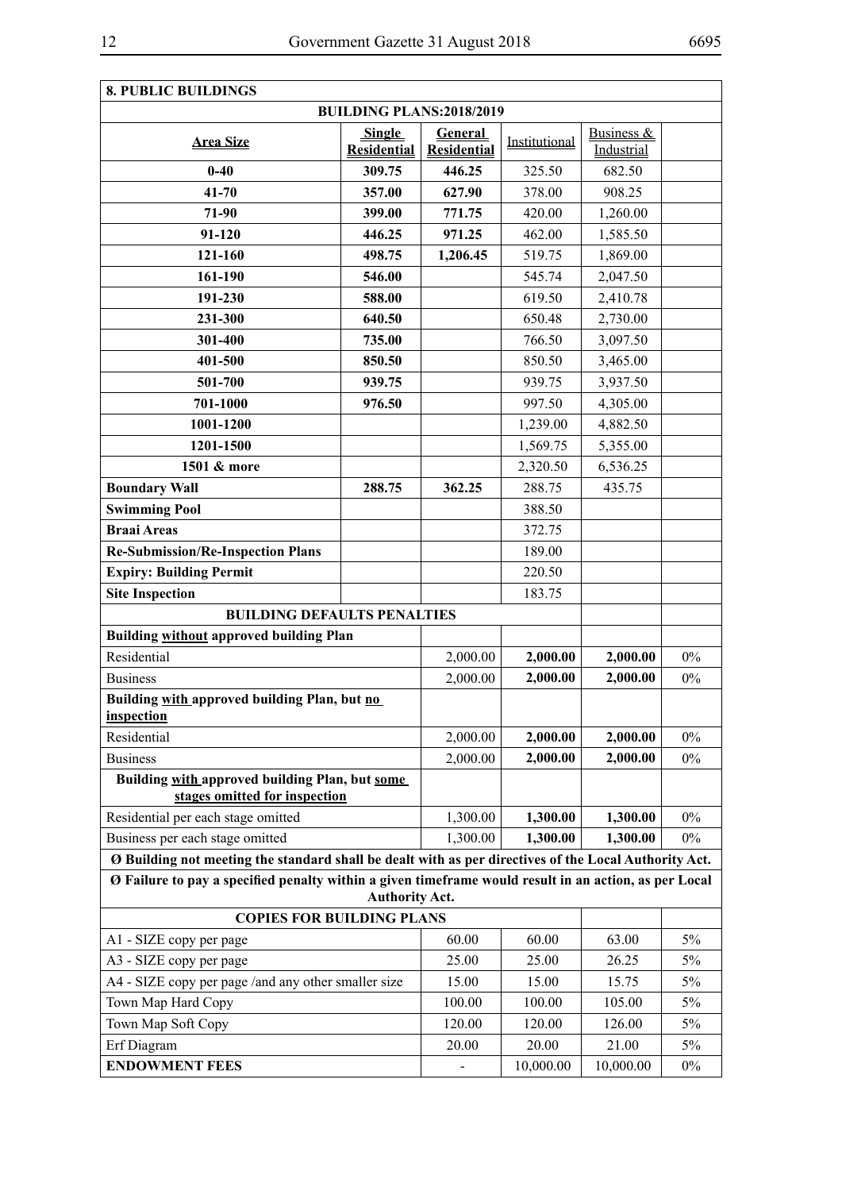| **8. PUBLIC BUILDINGS** | | | | | |
|---|---|---|---|---|---|
| **BUILDING PLANS:2018/2019** | | | | | |
| **Area Size** | **Single Residential** | **General Residential** | Institutional | Business & Industrial | |
| **0-40** | **309.75** | **446.25** | 325.50 | 682.50 | |
| **41-70** | **357.00** | **627.90** | 378.00 | 908.25 | |
| **71-90** | **399.00** | **771.75** | 420.00 | 1,260.00 | |
| **91-120** | **446.25** | **971.25** | 462.00 | 1,585.50 | |
| **121-160** | **498.75** | **1,206.45** | 519.75 | 1,869.00 | |
| **161-190** | **546.00** | | 545.74 | 2,047.50 | |
| **191-230** | **588.00** | | 619.50 | 2,410.78 | |
| **231-300** | **640.50** | | 650.48 | 2,730.00 | |
| **301-400** | **735.00** | | 766.50 | 3,097.50 | |
| **401-500** | **850.50** | | 850.50 | 3,465.00 | |
| **501-700** | **939.75** | | 939.75 | 3,937.50 | |
| **701-1000** | **976.50** | | 997.50 | 4,305.00 | |
| **1001-1200** | | | 1,239.00 | 4,882.50 | |
| **1201-1500** | | | 1,569.75 | 5,355.00 | |
| **1501 & more** | | | 2,320.50 | 6,536.25 | |
| **Boundary Wall** | **288.75** | **362.25** | 288.75 | 435.75 | |
| **Swimming Pool** | | | 388.50 | | |
| **Braai Areas** | | | 372.75 | | |
| **Re-Submission/Re-Inspection Plans** | | | 189.00 | | |
| **Expiry: Building Permit** | | | 220.50 | | |
| **Site Inspection** | | | 183.75 | | |
| **BUILDING DEFAULTS PENALTIES** | | | | | |
| **Building without approved building Plan** | | | | | |
| Residential | | 2,000.00 | **2,000.00** | **2,000.00** | 0% |
| Business | | 2,000.00 | **2,000.00** | **2,000.00** | 0% |
| **Building with approved building Plan, but no inspection** | | | | | |
| Residential | | 2,000.00 | **2,000.00** | **2,000.00** | 0% |
| Business | | 2,000.00 | **2,000.00** | **2,000.00** | 0% |
| **Building with approved building Plan, but some stages omitted for inspection** | | | | | |
| Residential per each stage omitted | | 1,300.00 | **1,300.00** | **1,300.00** | 0% |
| Business per each stage omitted | | 1,300.00 | **1,300.00** | **1,300.00** | 0% |
| **Ø Building not meeting the standard shall be dealt with as per directives of the Local Authority Act.** | | | | | |
| **Ø Failure to pay a specified penalty within a given timeframe would result in an action, as per Local Authority Act.** | | | | | |
| **COPIES FOR BUILDING PLANS** | | | | | |
| A1 - SIZE copy per page | | 60.00 | 60.00 | 63.00 | 5% |
| A3 - SIZE copy per page | | 25.00 | 25.00 | 26.25 | 5% |
| A4 - SIZE copy per page /and any other smaller size | | 15.00 | 15.00 | 15.75 | 5% |
| Town Map Hard Copy | | 100.00 | 100.00 | 105.00 | 5% |
| Town Map Soft Copy | | 120.00 | 120.00 | 126.00 | 5% |
| Erf Diagram | | 20.00 | 20.00 | 21.00 | 5% |
| **ENDOWMENT FEES** | | - | 10,000.00 | 10,000.00 | 0% |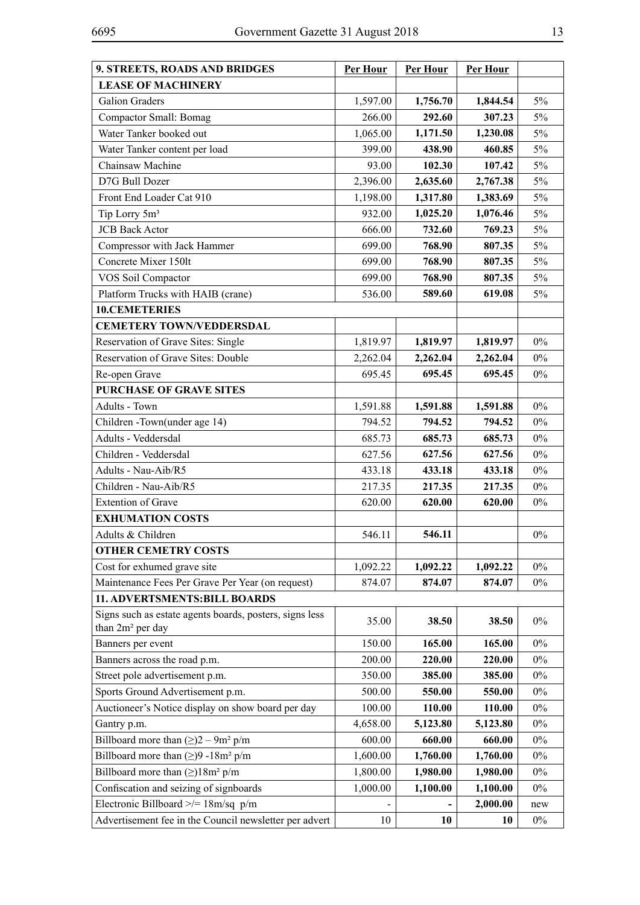| 9. STREETS, ROADS AND BRIDGES | Per Hour | Per Hour | Per Hour | |
|---|---|---|---|---|
| **LEASE OF MACHINERY** | | | | |
| Galion Graders | 1,597.00 | **1,756.70** | **1,844.54** | 5% |
| Compactor Small: Bomag | 266.00 | **292.60** | **307.23** | 5% |
| Water Tanker booked out | 1,065.00 | **1,171.50** | **1,230.08** | 5% |
| Water Tanker content per load | 399.00 | **438.90** | **460.85** | 5% |
| Chainsaw Machine | 93.00 | **102.30** | **107.42** | 5% |
| D7G Bull Dozer | 2,396.00 | **2,635.60** | **2,767.38** | 5% |
| Front End Loader Cat 910 | 1,198.00 | **1,317.80** | **1,383.69** | 5% |
| Tip Lorry 5m³ | 932.00 | **1,025.20** | **1,076.46** | 5% |
| JCB Back Actor | 666.00 | **732.60** | **769.23** | 5% |
| Compressor with Jack Hammer | 699.00 | **768.90** | **807.35** | 5% |
| Concrete Mixer 150lt | 699.00 | **768.90** | **807.35** | 5% |
| VOS Soil Compactor | 699.00 | **768.90** | **807.35** | 5% |
| Platform Trucks with HAIB (crane) | 536.00 | **589.60** | **619.08** | 5% |
| **10.CEMETERIES** | | | | |
| **CEMETERY TOWN/VEDDERSDAL** | | | | |
| Reservation of Grave Sites: Single | 1,819.97 | **1,819.97** | **1,819.97** | 0% |
| Reservation of Grave Sites: Double | 2,262.04 | **2,262.04** | **2,262.04** | 0% |
| Re-open Grave | 695.45 | **695.45** | **695.45** | 0% |
| **PURCHASE OF GRAVE SITES** | | | | |
| Adults - Town | 1,591.88 | **1,591.88** | **1,591.88** | 0% |
| Children -Town(under age 14) | 794.52 | **794.52** | **794.52** | 0% |
| Adults - Veddersdal | 685.73 | **685.73** | **685.73** | 0% |
| Children - Veddersdal | 627.56 | **627.56** | **627.56** | 0% |
| Adults - Nau-Aib/R5 | 433.18 | **433.18** | **433.18** | 0% |
| Children - Nau-Aib/R5 | 217.35 | **217.35** | **217.35** | 0% |
| Extention of Grave | 620.00 | **620.00** | **620.00** | 0% |
| **EXHUMATION COSTS** | | | | |
| Adults & Children | 546.11 | **546.11** | | 0% |
| **OTHER CEMETRY COSTS** | | | | |
| Cost for exhumed grave site | 1,092.22 | **1,092.22** | **1,092.22** | 0% |
| Maintenance Fees Per Grave Per Year (on request) | 874.07 | **874.07** | **874.07** | 0% |
| **11. ADVERTSMENTS:BILL BOARDS** | | | | |
| Signs such as estate agents boards, posters, signs less than 2m² per day | 35.00 | **38.50** | **38.50** | 0% |
| Banners per event | 150.00 | **165.00** | **165.00** | 0% |
| Banners across the road p.m. | 200.00 | **220.00** | **220.00** | 0% |
| Street pole advertisement p.m. | 350.00 | **385.00** | **385.00** | 0% |
| Sports Ground Advertisement p.m. | 500.00 | **550.00** | **550.00** | 0% |
| Auctioneer's Notice display on show board per day | 100.00 | **110.00** | **110.00** | 0% |
| Gantry p.m. | 4,658.00 | **5,123.80** | **5,123.80** | 0% |
| Billboard more than (≥)2 – 9m² p/m | 600.00 | **660.00** | **660.00** | 0% |
| Billboard more than (≥)9 -18m² p/m | 1,600.00 | **1,760.00** | **1,760.00** | 0% |
| Billboard more than (≥)18m² p/m | 1,800.00 | **1,980.00** | **1,980.00** | 0% |
| Confiscation and seizing of signboards | 1,000.00 | **1,100.00** | **1,100.00** | 0% |
| Electronic Billboard >/= 18m/sq p/m | - | **-** | **2,000.00** | new |
| Advertisement fee in the Council newsletter per advert | 10 | **10** | **10** | 0% |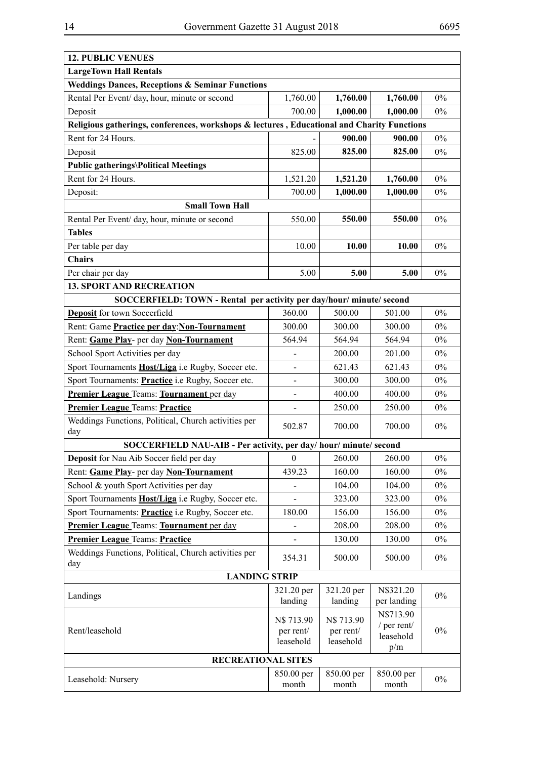| **12. PUBLIC VENUES** | | | | |
|---|---|---|---|---|
| **LargeTown Hall Rentals** | | | | |
| **Weddings Dances, Receptions & Seminar Functions** | | | | |
| Rental Per Event/ day, hour, minute or second | 1,760.00 | **1,760.00** | **1,760.00** | 0% |
| Deposit | 700.00 | **1,000.00** | **1,000.00** | 0% |
| **Religious gatherings, conferences, workshops & lectures , Educational and Charity Functions** | | | | |
| Rent for 24 Hours. | - | **900.00** | **900.00** | 0% |
| Deposit | 825.00 | **825.00** | **825.00** | 0% |
| **Public gatherings\Political Meetings** | | | | |
| Rent for 24 Hours. | 1,521.20 | **1,521.20** | **1,760.00** | 0% |
| Deposit: | 700.00 | **1,000.00** | **1,000.00** | 0% |
| **Small Town Hall** | | | | |
| Rental Per Event/ day, hour, minute or second | 550.00 | **550.00** | **550.00** | 0% |
| **Tables** | | | | |
| Per table per day | 10.00 | **10.00** | **10.00** | 0% |
| **Chairs** | | | | |
| Per chair per day | 5.00 | **5.00** | **5.00** | 0% |
| **13. SPORT AND RECREATION** | | | | |
| **SOCCERFIELD: TOWN - Rental per activity per day/hour/ minute/ second** | | | | |
| **Deposit** for town Soccerfield | 360.00 | 500.00 | 501.00 | 0% |
| Rent: Game **Practice per day**:**Non-Tournament** | 300.00 | 300.00 | 300.00 | 0% |
| Rent: **Game Play**- per day **Non-Tournament** | 564.94 | 564.94 | 564.94 | 0% |
| School Sport Activities per day | - | 200.00 | 201.00 | 0% |
| Sport Tournaments **Host/Liga** i.e Rugby, Soccer etc. | - | 621.43 | 621.43 | 0% |
| Sport Tournaments: **Practice** i.e Rugby, Soccer etc. | - | 300.00 | 300.00 | 0% |
| **Premier League** Teams: **Tournament** per day | - | 400.00 | 400.00 | 0% |
| **Premier League** Teams: **Practice** | - | 250.00 | 250.00 | 0% |
| Weddings Functions, Political, Church activities per day | 502.87 | 700.00 | 700.00 | 0% |
| **SOCCERFIELD NAU-AIB - Per activity, per day/ hour/ minute/ second** | | | | |
| **Deposit** for Nau Aib Soccer field per day | 0 | 260.00 | 260.00 | 0% |
| Rent: **Game Play**- per day **Non-Tournament** | 439.23 | 160.00 | 160.00 | 0% |
| School & youth Sport Activities per day | - | 104.00 | 104.00 | 0% |
| Sport Tournaments **Host/Liga** i.e Rugby, Soccer etc. | - | 323.00 | 323.00 | 0% |
| Sport Tournaments: **Practice** i.e Rugby, Soccer etc. | 180.00 | 156.00 | 156.00 | 0% |
| **Premier League** Teams: **Tournament** per day | - | 208.00 | 208.00 | 0% |
| **Premier League** Teams: **Practice** | - | 130.00 | 130.00 | 0% |
| Weddings Functions, Political, Church activities per day | 354.31 | 500.00 | 500.00 | 0% |
| **LANDING STRIP** | | | | |
| Landings | 321.20 per landing | 321.20 per landing | N$321.20 per landing | 0% |
| Rent/leasehold | N$ 713.90 per rent/ leasehold | N$ 713.90 per rent/ leasehold | N$713.90 / per rent/ leasehold p/m | 0% |
| **RECREATIONAL SITES** | | | | |
| Leasehold: Nursery | 850.00 per month | 850.00 per month | 850.00 per month | 0% |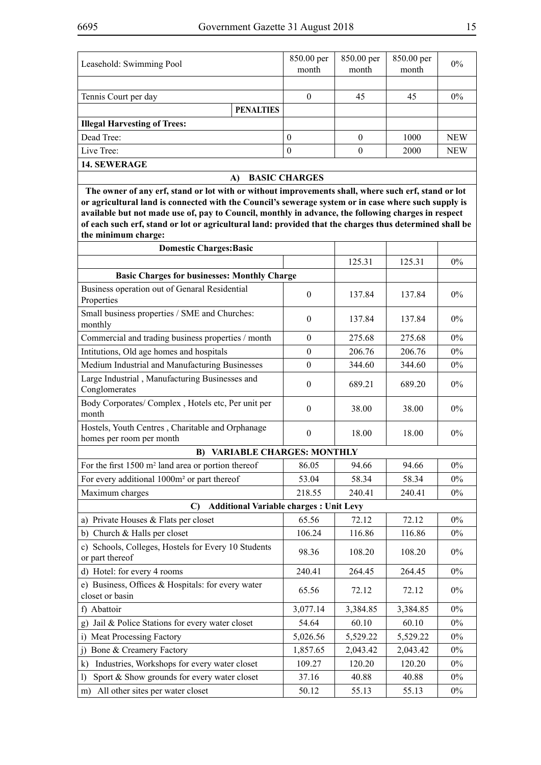| | | | | |
|---|---|---|---|---|
| Leasehold: Swimming Pool | 850.00 per month | 850.00 per month | 850.00 per month | 0% |
| | | | | |
| Tennis Court per day | 0 | 45 | 45 | 0% |
| **PENALTIES** | | | | |
| **Illegal Harvesting of Trees:** | | | | |
| Dead Tree: | 0 | 0 | 1000 | NEW |
| Live Tree: | 0 | 0 | 2000 | NEW |
| **14. SEWERAGE** | | | | |
| **A) BASIC CHARGES** | | | | |
| **The owner of any erf, stand or lot with or without improvements shall, where such erf, stand or lot or agricultural land is connected with the Council's sewerage system or in case where such supply is available but not made use of, pay to Council, monthly in advance, the following charges in respect of each such erf, stand or lot or agricultural land: provided that the charges thus determined shall be the minimum charge:** | | | | |
| **Domestic Charges:Basic** | | | | |
| | | 125.31 | 125.31 | 0% |
| **Basic Charges for businesses: Monthly Charge** | | | | |
| Business operation out of Genaral Residential Properties | 0 | 137.84 | 137.84 | 0% |
| Small business properties / SME and Churches: monthly | 0 | 137.84 | 137.84 | 0% |
| Commercial and trading business properties / month | 0 | 275.68 | 275.68 | 0% |
| Intitutions, Old age homes and hospitals | 0 | 206.76 | 206.76 | 0% |
| Medium Industrial and Manufacturing Businesses | 0 | 344.60 | 344.60 | 0% |
| Large Industrial , Manufacturing Businesses and Conglomerates | 0 | 689.21 | 689.20 | 0% |
| Body Corporates/ Complex , Hotels etc, Per unit per month | 0 | 38.00 | 38.00 | 0% |
| Hostels, Youth Centres , Charitable and Orphanage homes per room per month | 0 | 18.00 | 18.00 | 0% |
| **B) VARIABLE CHARGES: MONTHLY** | | | | |
| For the first 1500 m² land area or portion thereof | 86.05 | 94.66 | 94.66 | 0% |
| For every additional 1000m² or part thereof | 53.04 | 58.34 | 58.34 | 0% |
| Maximum charges | 218.55 | 240.41 | 240.41 | 0% |
| **C) Additional Variable charges : Unit Levy** | | | | |
| a) Private Houses & Flats per closet | 65.56 | 72.12 | 72.12 | 0% |
| b) Church & Halls per closet | 106.24 | 116.86 | 116.86 | 0% |
| c) Schools, Colleges, Hostels for Every 10 Students or part thereof | 98.36 | 108.20 | 108.20 | 0% |
| d) Hotel: for every 4 rooms | 240.41 | 264.45 | 264.45 | 0% |
| e) Business, Offices & Hospitals: for every water closet or basin | 65.56 | 72.12 | 72.12 | 0% |
| f) Abattoir | 3,077.14 | 3,384.85 | 3,384.85 | 0% |
| g) Jail & Police Stations for every water closet | 54.64 | 60.10 | 60.10 | 0% |
| i) Meat Processing Factory | 5,026.56 | 5,529.22 | 5,529.22 | 0% |
| j) Bone & Creamery Factory | 1,857.65 | 2,043.42 | 2,043.42 | 0% |
| k) Industries, Workshops for every water closet | 109.27 | 120.20 | 120.20 | 0% |
| l) Sport & Show grounds for every water closet | 37.16 | 40.88 | 40.88 | 0% |
| m) All other sites per water closet | 50.12 | 55.13 | 55.13 | 0% |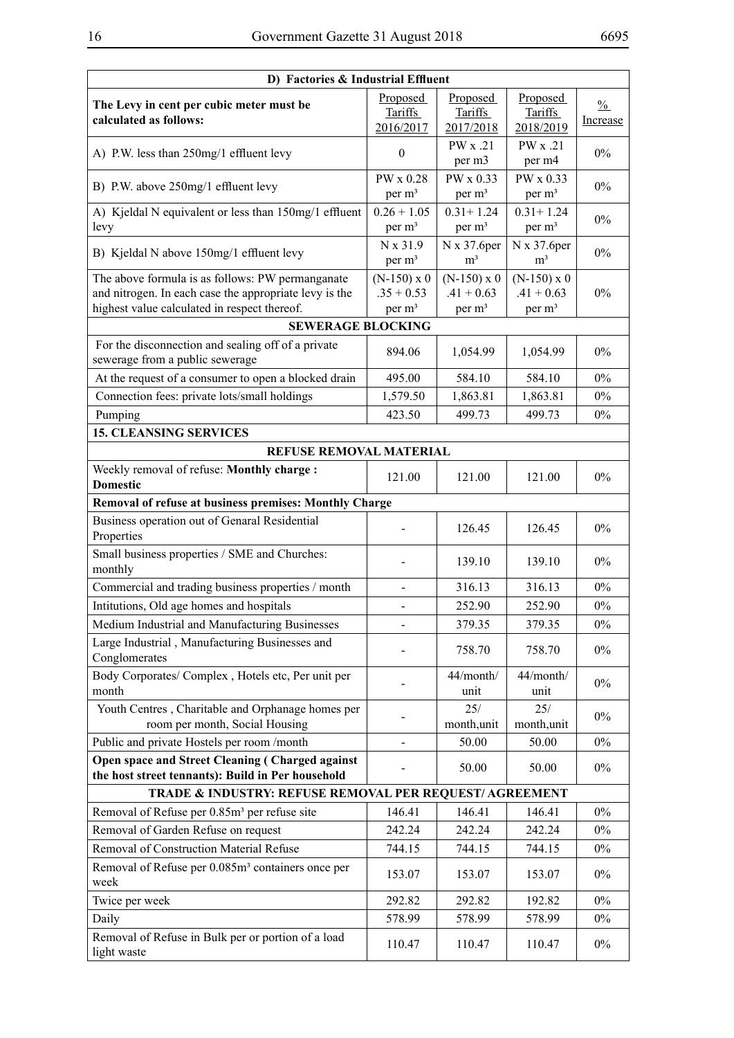| D) Factories & Industrial Effluent | | | | |
|---|---|---|---|---|
| **The Levy in cent per cubic meter must be calculated as follows:** | Proposed Tariffs 2016/2017 | Proposed Tariffs 2017/2018 | Proposed Tariffs 2018/2019 | % Increase |
| A) P.W. less than 250mg/1 effluent levy | 0 | PW x .21 per m3 | PW x .21 per m4 | 0% |
| B) P.W. above 250mg/1 effluent levy | PW x 0.28 per $m^3$ | PW x 0.33 per $m^3$ | PW x 0.33 per $m^3$ | 0% |
| A) Kjeldal N equivalent or less than 150mg/1 effluent levy | 0.26 + 1.05 per $m^3$ | 0.31+ 1.24 per $m^3$ | 0.31+ 1.24 per $m^3$ | 0% |
| B) Kjeldal N above 150mg/1 effluent levy | N x 31.9 per $m^3$ | N x 37.6per $m^3$ | N x 37.6per $m^3$ | 0% |
| The above formula is as follows: PW permanganate and nitrogen. In each case the appropriate levy is the highest value calculated in respect thereof. | (N-150) x 0 .35 + 0.53 per $m^3$ | (N-150) x 0 .41 + 0.63 per $m^3$ | (N-150) x 0 .41 + 0.63 per $m^3$ | 0% |
| **SEWERAGE BLOCKING** | | | | |
| For the disconnection and sealing off of a private sewerage from a public sewerage | 894.06 | 1,054.99 | 1,054.99 | 0% |
| At the request of a consumer to open a blocked drain | 495.00 | 584.10 | 584.10 | 0% |
| Connection fees: private lots/small holdings | 1,579.50 | 1,863.81 | 1,863.81 | 0% |
| Pumping | 423.50 | 499.73 | 499.73 | 0% |
| **15. CLEANSING SERVICES** | | | | |
| **REFUSE REMOVAL MATERIAL** | | | | |
| Weekly removal of refuse: **Monthly charge : Domestic** | 121.00 | 121.00 | 121.00 | 0% |
| **Removal of refuse at business premises: Monthly Charge** | | | | |
| Business operation out of Genaral Residential Properties | - | 126.45 | 126.45 | 0% |
| Small business properties / SME and Churches: monthly | - | 139.10 | 139.10 | 0% |
| Commercial and trading business properties / month | - | 316.13 | 316.13 | 0% |
| Intitutions, Old age homes and hospitals | - | 252.90 | 252.90 | 0% |
| Medium Industrial and Manufacturing Businesses | - | 379.35 | 379.35 | 0% |
| Large Industrial , Manufacturing Businesses and Conglomerates | - | 758.70 | 758.70 | 0% |
| Body Corporates/ Complex , Hotels etc, Per unit per month | - | 44/month/ unit | 44/month/ unit | 0% |
| Youth Centres , Charitable and Orphanage homes per room per month, Social Housing | - | 25/ month,unit | 25/ month,unit | 0% |
| Public and private Hostels per room /month | - | 50.00 | 50.00 | 0% |
| **Open space and Street Cleaning ( Charged against the host street tennants): Build in Per household** | - | 50.00 | 50.00 | 0% |
| **TRADE & INDUSTRY: REFUSE REMOVAL PER REQUEST/ AGREEMENT** | | | | |
| Removal of Refuse per 0.85$m^3$ per refuse site | 146.41 | 146.41 | 146.41 | 0% |
| Removal of Garden Refuse on request | 242.24 | 242.24 | 242.24 | 0% |
| Removal of Construction Material Refuse | 744.15 | 744.15 | 744.15 | 0% |
| Removal of Refuse per 0.085$m^3$ containers once per week | 153.07 | 153.07 | 153.07 | 0% |
| Twice per week | 292.82 | 292.82 | 192.82 | 0% |
| Daily | 578.99 | 578.99 | 578.99 | 0% |
| Removal of Refuse in Bulk per or portion of a load light waste | 110.47 | 110.47 | 110.47 | 0% |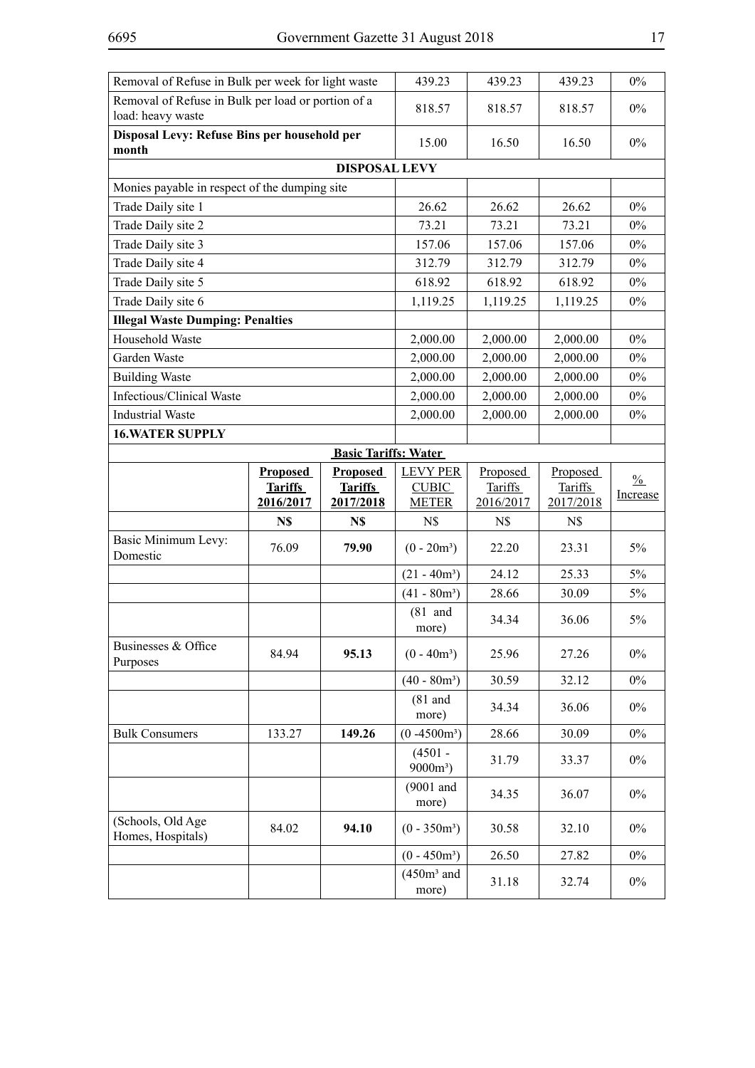| | | | | | | |
|---|---|---|---|---|---|---|
| Removal of Refuse in Bulk per week for light waste | | | 439.23 | 439.23 | 439.23 | 0% |
| Removal of Refuse in Bulk per load or portion of a load: heavy waste | | | 818.57 | 818.57 | 818.57 | 0% |
| **Disposal Levy: Refuse Bins per household per month** | | | 15.00 | 16.50 | 16.50 | 0% |
| **DISPOSAL LEVY** | | | | | | |
| Monies payable in respect of the dumping site | | | | | | |
| Trade Daily site 1 | | | 26.62 | 26.62 | 26.62 | 0% |
| Trade Daily site 2 | | | 73.21 | 73.21 | 73.21 | 0% |
| Trade Daily site 3 | | | 157.06 | 157.06 | 157.06 | 0% |
| Trade Daily site 4 | | | 312.79 | 312.79 | 312.79 | 0% |
| Trade Daily site 5 | | | 618.92 | 618.92 | 618.92 | 0% |
| Trade Daily site 6 | | | 1,119.25 | 1,119.25 | 1,119.25 | 0% |
| **Illegal Waste Dumping: Penalties** | | | | | | |
| Household Waste | | | 2,000.00 | 2,000.00 | 2,000.00 | 0% |
| Garden Waste | | | 2,000.00 | 2,000.00 | 2,000.00 | 0% |
| Building Waste | | | 2,000.00 | 2,000.00 | 2,000.00 | 0% |
| Infectious/Clinical Waste | | | 2,000.00 | 2,000.00 | 2,000.00 | 0% |
| Industrial Waste | | | 2,000.00 | 2,000.00 | 2,000.00 | 0% |
| **16.WATER SUPPLY** | | | | | | |
| **Basic Tariffs: Water** | | | | | | |
| | **Proposed Tariffs 2016/2017** | **Proposed Tariffs 2017/2018** | LEVY PER CUBIC METER | Proposed Tariffs 2016/2017 | Proposed Tariffs 2017/2018 | % Increase |
| | **N$** | **N$** | N$ | N$ | N$ | |
| Basic Minimum Levy: Domestic | 76.09 | **79.90** | (0 - 20m³) | 22.20 | 23.31 | 5% |
| | | | (21 - 40m³) | 24.12 | 25.33 | 5% |
| | | | (41 - 80m³) | 28.66 | 30.09 | 5% |
| | | | (81 and more) | 34.34 | 36.06 | 5% |
| Businesses & Office Purposes | 84.94 | **95.13** | (0 - 40m³) | 25.96 | 27.26 | 0% |
| | | | (40 - 80m³) | 30.59 | 32.12 | 0% |
| | | | (81 and more) | 34.34 | 36.06 | 0% |
| Bulk Consumers | 133.27 | **149.26** | (0 -4500m³) | 28.66 | 30.09 | 0% |
| | | | (4501 - 9000m³) | 31.79 | 33.37 | 0% |
| | | | (9001 and more) | 34.35 | 36.07 | 0% |
| (Schools, Old Age Homes, Hospitals) | 84.02 | **94.10** | (0 - 350m³) | 30.58 | 32.10 | 0% |
| | | | (0 - 450m³) | 26.50 | 27.82 | 0% |
| | | | (450m³ and more) | 31.18 | 32.74 | 0% |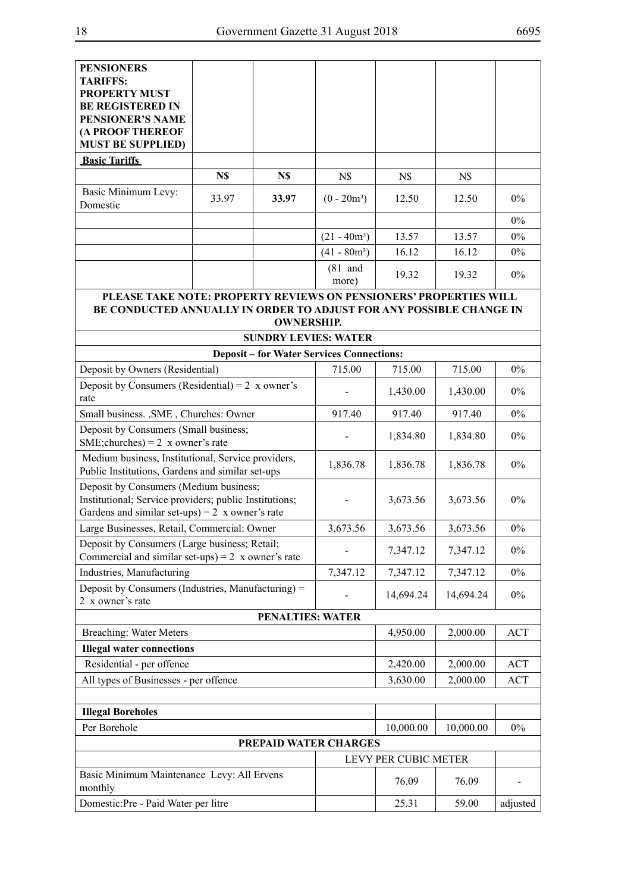| **PENSIONERS TARIFFS: PROPERTY MUST BE REGISTERED IN PENSIONER'S NAME (A PROOF THEREOF MUST BE SUPPLIED)** | | | | | | |
|---|---|---|---|---|---|---|
| **Basic Tariffs** | | | | | | |
| | **N$** | **N$** | N$ | N$ | N$ | |
| Basic Minimum Levy: Domestic | 33.97 | **33.97** | (0 - 20m³) | 12.50 | 12.50 | 0% |
| | | | | | | 0% |
| | | | (21 - 40m³) | 13.57 | 13.57 | 0% |
| | | | (41 - 80m³) | 16.12 | 16.12 | 0% |
| | | | (81 and more) | 19.32 | 19.32 | 0% |
| **PLEASE TAKE NOTE: PROPERTY REVIEWS ON PENSIONERS' PROPERTIES WILL BE CONDUCTED ANNUALLY IN ORDER TO ADJUST FOR ANY POSSIBLE CHANGE IN OWNERSHIP.** | | | | | | |
| **SUNDRY LEVIES: WATER** | | | | | | |
| **Deposit – for Water Services Connections:** | | | | | | |
| Deposit by Owners (Residential) | | | 715.00 | 715.00 | 715.00 | 0% |
| Deposit by Consumers (Residential) = 2 x owner's rate | | | - | 1,430.00 | 1,430.00 | 0% |
| Small business. ,SME , Churches: Owner | | | 917.40 | 917.40 | 917.40 | 0% |
| Deposit by Consumers (Small business; SME;churches) = 2 x owner's rate | | | - | 1,834.80 | 1,834.80 | 0% |
| Medium business, Institutional, Service providers, Public Institutions, Gardens and similar set-ups | | | 1,836.78 | 1,836.78 | 1,836.78 | 0% |
| Deposit by Consumers (Medium business; Institutional; Service providers; public Institutions; Gardens and similar set-ups) = 2 x owner's rate | | | - | 3,673.56 | 3,673.56 | 0% |
| Large Businesses, Retail, Commercial: Owner | | | 3,673.56 | 3,673.56 | 3,673.56 | 0% |
| Deposit by Consumers (Large business; Retail; Commercial and similar set-ups) = 2 x owner's rate | | | - | 7,347.12 | 7,347.12 | 0% |
| Industries, Manufacturing | | | 7,347.12 | 7,347.12 | 7,347.12 | 0% |
| Deposit by Consumers (Industries, Manufacturing) = 2 x owner's rate | | | - | 14,694.24 | 14,694.24 | 0% |
| **PENALTIES: WATER** | | | | | | |
| Breaching: Water Meters | | | | 4,950.00 | 2,000.00 | ACT |
| **Illegal water connections** | | | | | | |
| Residential - per offence | | | | 2,420.00 | 2,000.00 | ACT |
| All types of Businesses - per offence | | | | 3,630.00 | 2,000.00 | ACT |
| | | | | | | |
| **Illegal Boreholes** | | | | | | |
| Per Borehole | | | | 10,000.00 | 10,000.00 | 0% |
| **PREPAID WATER CHARGES** | | | | | | |
| | | | | LEVY PER CUBIC METER | | |
| Basic Minimum Maintenance Levy: All Ervens monthly | | | | 76.09 | 76.09 | - |
| Domestic:Pre - Paid Water per litre | | | | 25.31 | 59.00 | adjusted |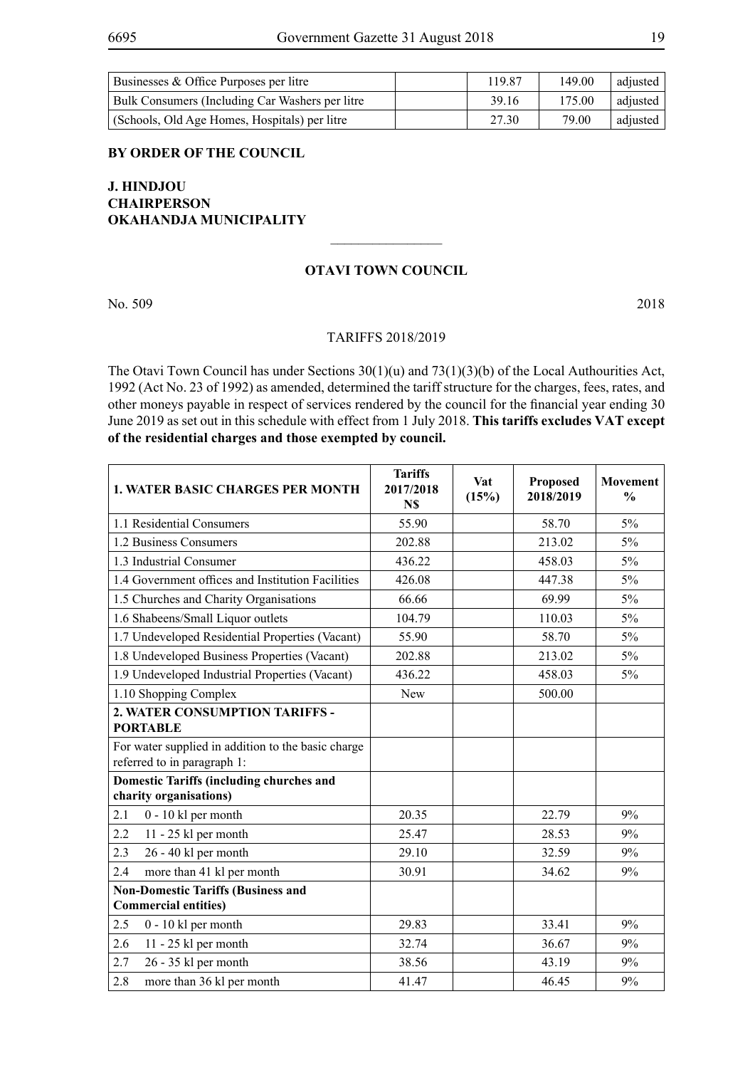| Businesses & Office Purposes per litre | | 119.87 | 149.00 | adjusted |
|---|---|---|---|---|
| Bulk Consumers (Including Car Washers per litre | | 39.16 | 175.00 | adjusted |
| (Schools, Old Age Homes, Hospitals) per litre | | 27.30 | 79.00 | adjusted |

**BY ORDER OF THE COUNCIL**

**J. HINDJOU**
**CHAIRPERSON**
**OKAHANDJA MUNICIPALITY**

---

## OTAVI TOWN COUNCIL

No. 509 2018

TARIFFS 2018/2019

The Otavi Town Council has under Sections 30(1)(u) and 73(1)(3)(b) of the Local Authourities Act, 1992 (Act No. 23 of 1992) as amended, determined the tariff structure for the charges, fees, rates, and other moneys payable in respect of services rendered by the council for the financial year ending 30 June 2019 as set out in this schedule with effect from 1 July 2018. **This tariffs excludes VAT except of the residential charges and those exempted by council.**

| **1. WATER BASIC CHARGES PER MONTH** | **Tariffs 2017/2018 N$** | **Vat (15%)** | **Proposed 2018/2019** | **Movement %** |
|---|---|---|---|---|
| 1.1 Residential Consumers | 55.90 | | 58.70 | 5% |
| 1.2 Business Consumers | 202.88 | | 213.02 | 5% |
| 1.3 Industrial Consumer | 436.22 | | 458.03 | 5% |
| 1.4 Government offices and Institution Facilities | 426.08 | | 447.38 | 5% |
| 1.5 Churches and Charity Organisations | 66.66 | | 69.99 | 5% |
| 1.6 Shabeens/Small Liquor outlets | 104.79 | | 110.03 | 5% |
| 1.7 Undeveloped Residential Properties (Vacant) | 55.90 | | 58.70 | 5% |
| 1.8 Undeveloped Business Properties (Vacant) | 202.88 | | 213.02 | 5% |
| 1.9 Undeveloped Industrial Properties (Vacant) | 436.22 | | 458.03 | 5% |
| 1.10 Shopping Complex | New | | 500.00 | |
| **2. WATER CONSUMPTION TARIFFS - PORTABLE** | | | | |
| For water supplied in addition to the basic charge referred to in paragraph 1: | | | | |
| **Domestic Tariffs (including churches and charity organisations)** | | | | |
| 2.1 0 - 10 kl per month | 20.35 | | 22.79 | 9% |
| 2.2 11 - 25 kl per month | 25.47 | | 28.53 | 9% |
| 2.3 26 - 40 kl per month | 29.10 | | 32.59 | 9% |
| 2.4 more than 41 kl per month | 30.91 | | 34.62 | 9% |
| **Non-Domestic Tariffs (Business and Commercial entities)** | | | | |
| 2.5 0 - 10 kl per month | 29.83 | | 33.41 | 9% |
| 2.6 11 - 25 kl per month | 32.74 | | 36.67 | 9% |
| 2.7 26 - 35 kl per month | 38.56 | | 43.19 | 9% |
| 2.8 more than 36 kl per month | 41.47 | | 46.45 | 9% |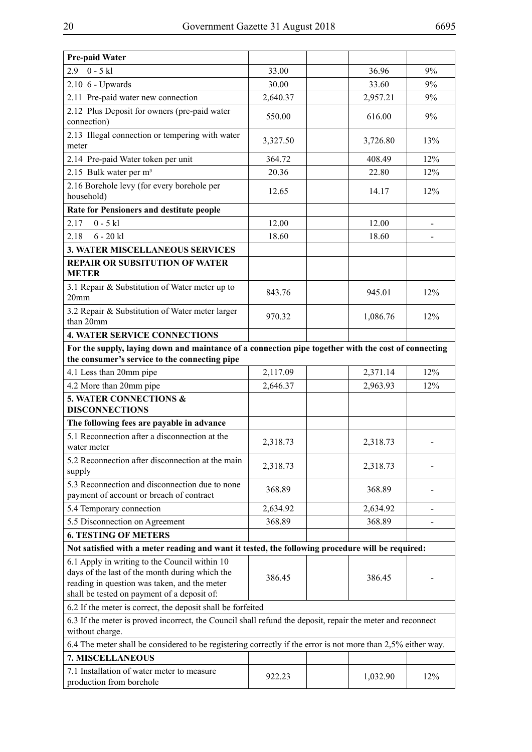| **Pre-paid Water** | | | | |
|---|---|---|---|---|
| 2.9 0 - 5 kl | 33.00 | | 36.96 | 9% |
| 2.10 6 - Upwards | 30.00 | | 33.60 | 9% |
| 2.11 Pre-paid water new connection | 2,640.37 | | 2,957.21 | 9% |
| 2.12 Plus Deposit for owners (pre-paid water connection) | 550.00 | | 616.00 | 9% |
| 2.13 Illegal connection or tempering with water meter | 3,327.50 | | 3,726.80 | 13% |
| 2.14 Pre-paid Water token per unit | 364.72 | | 408.49 | 12% |
| 2.15 Bulk water per m³ | 20.36 | | 22.80 | 12% |
| 2.16 Borehole levy (for every borehole per household) | 12.65 | | 14.17 | 12% |
| **Rate for Pensioners and destitute people** | | | | |
| 2.17 0 - 5 kl | 12.00 | | 12.00 | - |
| 2.18 6 - 20 kl | 18.60 | | 18.60 | - |
| **3. WATER MISCELLANEOUS SERVICES** | | | | |
| **REPAIR OR SUBSITUTION OF WATER METER** | | | | |
| 3.1 Repair & Substitution of Water meter up to 20mm | 843.76 | | 945.01 | 12% |
| 3.2 Repair & Substitution of Water meter larger than 20mm | 970.32 | | 1,086.76 | 12% |
| **4. WATER SERVICE CONNECTIONS** | | | | |
| **For the supply, laying down and maintance of a connection pipe together with the cost of connecting the consumer's service to the connecting pipe** | | | | |
| 4.1 Less than 20mm pipe | 2,117.09 | | 2,371.14 | 12% |
| 4.2 More than 20mm pipe | 2,646.37 | | 2,963.93 | 12% |
| **5. WATER CONNECTIONS & DISCONNECTIONS** | | | | |
| **The following fees are payable in advance** | | | | |
| 5.1 Reconnection after a disconnection at the water meter | 2,318.73 | | 2,318.73 | - |
| 5.2 Reconnection after disconnection at the main supply | 2,318.73 | | 2,318.73 | - |
| 5.3 Reconnection and disconnection due to none payment of account or breach of contract | 368.89 | | 368.89 | - |
| 5.4 Temporary connection | 2,634.92 | | 2,634.92 | - |
| 5.5 Disconnection on Agreement | 368.89 | | 368.89 | - |
| **6. TESTING OF METERS** | | | | |
| **Not satisfied with a meter reading and want it tested, the following procedure will be required:** | | | | |
| 6.1 Apply in writing to the Council within 10 days of the last of the month during which the reading in question was taken, and the meter shall be tested on payment of a deposit of: | 386.45 | | 386.45 | - |
| 6.2 If the meter is correct, the deposit shall be forfeited | | | | |
| 6.3 If the meter is proved incorrect, the Council shall refund the deposit, repair the meter and reconnect without charge. | | | | |
| 6.4 The meter shall be considered to be registering correctly if the error is not more than 2,5% either way. | | | | |
| **7. MISCELLANEOUS** | | | | |
| 7.1 Installation of water meter to measure production from borehole | 922.23 | | 1,032.90 | 12% |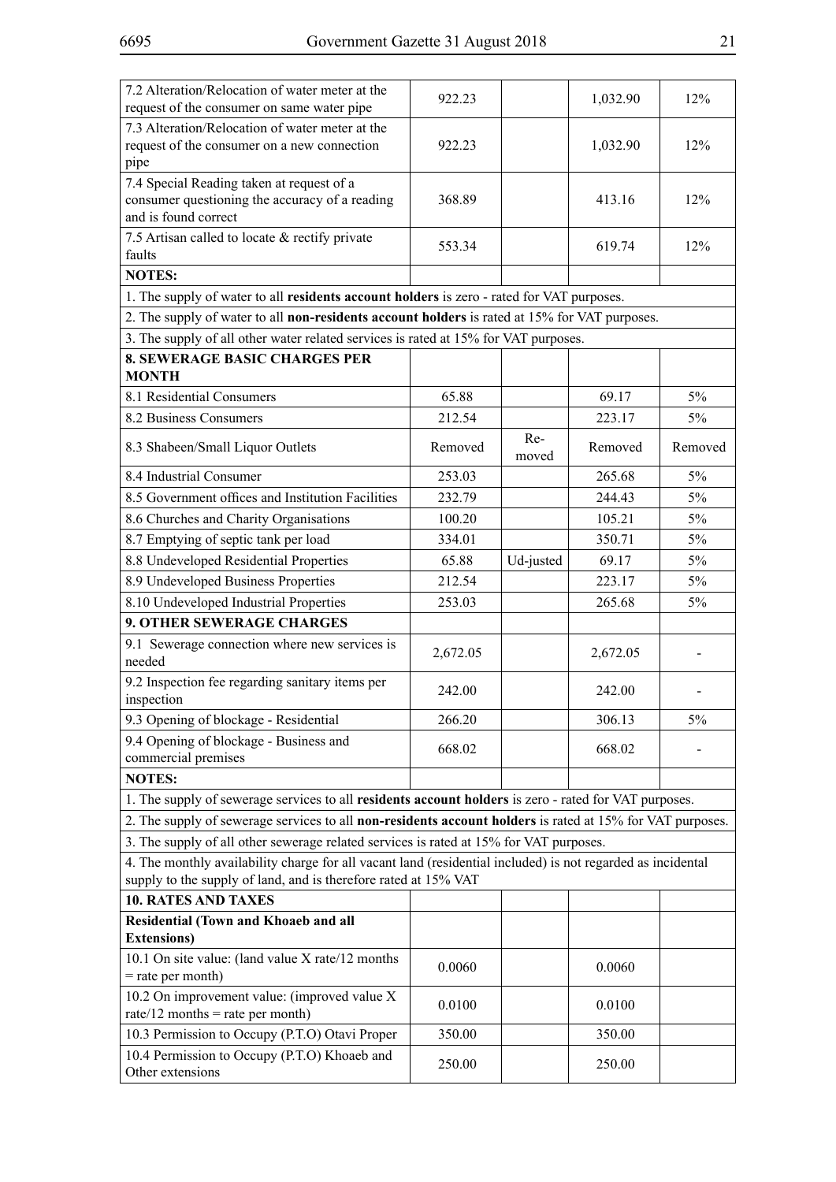| | | | | |
|---|---|---|---|---|
| 7.2 Alteration/Relocation of water meter at the request of the consumer on same water pipe | 922.23 | | 1,032.90 | 12% |
| 7.3 Alteration/Relocation of water meter at the request of the consumer on a new connection pipe | 922.23 | | 1,032.90 | 12% |
| 7.4 Special Reading taken at request of a consumer questioning the accuracy of a reading and is found correct | 368.89 | | 413.16 | 12% |
| 7.5 Artisan called to locate & rectify private faults | 553.34 | | 619.74 | 12% |
| **NOTES:** | | | | |
| 1. The supply of water to all **residents account holders** is zero - rated for VAT purposes. | | | | |
| 2. The supply of water to all **non-residents account holders** is rated at 15% for VAT purposes. | | | | |
| 3. The supply of all other water related services is rated at 15% for VAT purposes. | | | | |
| **8. SEWERAGE BASIC CHARGES PER MONTH** | | | | |
| 8.1 Residential Consumers | 65.88 | | 69.17 | 5% |
| 8.2 Business Consumers | 212.54 | | 223.17 | 5% |
| 8.3 Shabeen/Small Liquor Outlets | Removed | Re-moved | Removed | Removed |
| 8.4 Industrial Consumer | 253.03 | | 265.68 | 5% |
| 8.5 Government offices and Institution Facilities | 232.79 | | 244.43 | 5% |
| 8.6 Churches and Charity Organisations | 100.20 | | 105.21 | 5% |
| 8.7 Emptying of septic tank per load | 334.01 | | 350.71 | 5% |
| 8.8 Undeveloped Residential Properties | 65.88 | Ud-justed | 69.17 | 5% |
| 8.9 Undeveloped Business Properties | 212.54 | | 223.17 | 5% |
| 8.10 Undeveloped Industrial Properties | 253.03 | | 265.68 | 5% |
| **9. OTHER SEWERAGE CHARGES** | | | | |
| 9.1 Sewerage connection where new services is needed | 2,672.05 | | 2,672.05 | - |
| 9.2 Inspection fee regarding sanitary items per inspection | 242.00 | | 242.00 | - |
| 9.3 Opening of blockage - Residential | 266.20 | | 306.13 | 5% |
| 9.4 Opening of blockage - Business and commercial premises | 668.02 | | 668.02 | - |
| **NOTES:** | | | | |
| 1. The supply of sewerage services to all **residents account holders** is zero - rated for VAT purposes. | | | | |
| 2. The supply of sewerage services to all **non-residents account holders** is rated at 15% for VAT purposes. | | | | |
| 3. The supply of all other sewerage related services is rated at 15% for VAT purposes. | | | | |
| 4. The monthly availability charge for all vacant land (residential included) is not regarded as incidental supply to the supply of land, and is therefore rated at 15% VAT | | | | |
| **10. RATES AND TAXES** | | | | |
| **Residential (Town and Khoaeb and all Extensions)** | | | | |
| 10.1 On site value: (land value X rate/12 months = rate per month) | 0.0060 | | 0.0060 | |
| 10.2 On improvement value: (improved value X rate/12 months = rate per month) | 0.0100 | | 0.0100 | |
| 10.3 Permission to Occupy (P.T.O) Otavi Proper | 350.00 | | 350.00 | |
| 10.4 Permission to Occupy (P.T.O) Khoaeb and Other extensions | 250.00 | | 250.00 | |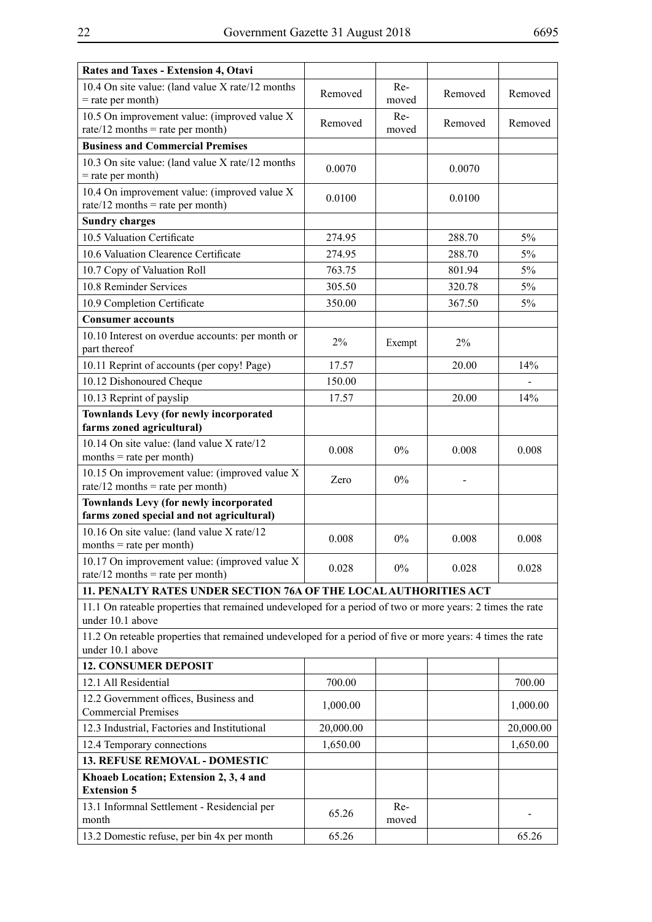| Rates and Taxes - Extension 4, Otavi | | | | |
|---|---|---|---|---|
| 10.4 On site value: (land value X rate/12 months = rate per month) | Removed | Re-moved | Removed | Removed |
| 10.5 On improvement value: (improved value X rate/12 months = rate per month) | Removed | Re-moved | Removed | Removed |
| **Business and Commercial Premises** | | | | |
| 10.3 On site value: (land value X rate/12 months = rate per month) | 0.0070 | | 0.0070 | |
| 10.4 On improvement value: (improved value X rate/12 months = rate per month) | 0.0100 | | 0.0100 | |
| **Sundry charges** | | | | |
| 10.5 Valuation Certificate | 274.95 | | 288.70 | 5% |
| 10.6 Valuation Clearence Certificate | 274.95 | | 288.70 | 5% |
| 10.7 Copy of Valuation Roll | 763.75 | | 801.94 | 5% |
| 10.8 Reminder Services | 305.50 | | 320.78 | 5% |
| 10.9 Completion Certificate | 350.00 | | 367.50 | 5% |
| **Consumer accounts** | | | | |
| 10.10 Interest on overdue accounts: per month or part thereof | 2% | Exempt | 2% | |
| 10.11 Reprint of accounts (per copy! Page) | 17.57 | | 20.00 | 14% |
| 10.12 Dishonoured Cheque | 150.00 | | | - |
| 10.13 Reprint of payslip | 17.57 | | 20.00 | 14% |
| **Townlands Levy (for newly incorporated farms zoned agricultural)** | | | | |
| 10.14 On site value: (land value X rate/12 months = rate per month) | 0.008 | 0% | 0.008 | 0.008 |
| 10.15 On improvement value: (improved value X rate/12 months = rate per month) | Zero | 0% | - | |
| **Townlands Levy (for newly incorporated farms zoned special and not agricultural)** | | | | |
| 10.16 On site value: (land value X rate/12 months = rate per month) | 0.008 | 0% | 0.008 | 0.008 |
| 10.17 On improvement value: (improved value X rate/12 months = rate per month) | 0.028 | 0% | 0.028 | 0.028 |
| **11. PENALTY RATES UNDER SECTION 76A OF THE LOCAL AUTHORITIES ACT** | | | | |
| 11.1 On rateable properties that remained undeveloped for a period of two or more years: 2 times the rate under 10.1 above | | | | |
| 11.2 On reteable properties that remained undeveloped for a period of five or more years: 4 times the rate under 10.1 above | | | | |
| **12. CONSUMER DEPOSIT** | | | | |
| 12.1 All Residential | 700.00 | | | 700.00 |
| 12.2 Government offices, Business and Commercial Premises | 1,000.00 | | | 1,000.00 |
| 12.3 Industrial, Factories and Institutional | 20,000.00 | | | 20,000.00 |
| 12.4 Temporary connections | 1,650.00 | | | 1,650.00 |
| **13. REFUSE REMOVAL - DOMESTIC** | | | | |
| **Khoaeb Location; Extension 2, 3, 4 and Extension 5** | | | | |
| 13.1 Informnal Settlement - Residencial per month | 65.26 | Re-moved | | - |
| 13.2 Domestic refuse, per bin 4x per month | 65.26 | | | 65.26 |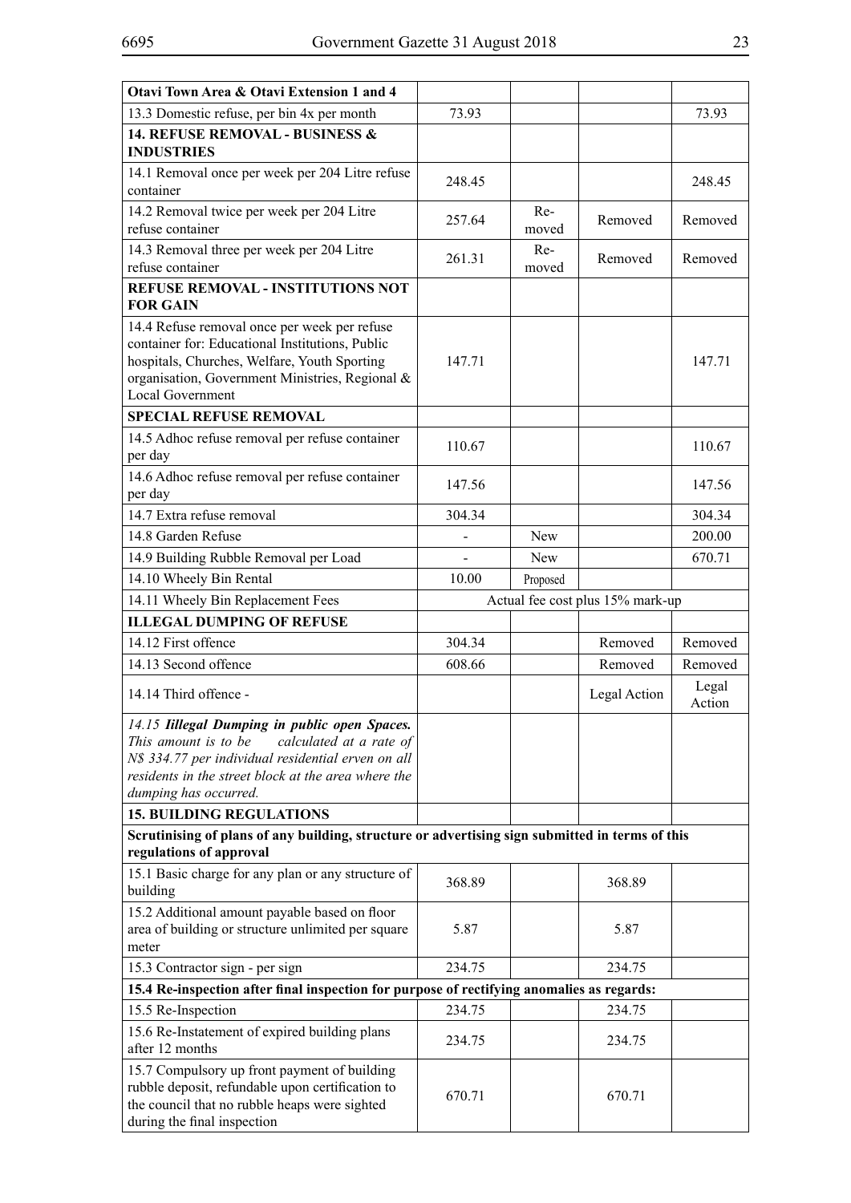| Otavi Town Area & Otavi Extension 1 and 4 | | | | |
|---|---|---|---|---|
| 13.3 Domestic refuse, per bin 4x per month | 73.93 | | | 73.93 |
| **14. REFUSE REMOVAL - BUSINESS & INDUSTRIES** | | | | |
| 14.1 Removal once per week per 204 Litre refuse container | 248.45 | | | 248.45 |
| 14.2 Removal twice per week per 204 Litre refuse container | 257.64 | Re-moved | Removed | Removed |
| 14.3 Removal three per week per 204 Litre refuse container | 261.31 | Re-moved | Removed | Removed |
| **REFUSE REMOVAL - INSTITUTIONS NOT FOR GAIN** | | | | |
| 14.4 Refuse removal once per week per refuse container for: Educational Institutions, Public hospitals, Churches, Welfare, Youth Sporting organisation, Government Ministries, Regional & Local Government | 147.71 | | | 147.71 |
| **SPECIAL REFUSE REMOVAL** | | | | |
| 14.5 Adhoc refuse removal per refuse container per day | 110.67 | | | 110.67 |
| 14.6 Adhoc refuse removal per refuse container per day | 147.56 | | | 147.56 |
| 14.7 Extra refuse removal | 304.34 | | | 304.34 |
| 14.8 Garden Refuse | - | New | | 200.00 |
| 14.9 Building Rubble Removal per Load | - | New | | 670.71 |
| 14.10 Wheely Bin Rental | 10.00 | Proposed | | |
| 14.11 Wheely Bin Replacement Fees | Actual fee cost plus 15% mark-up | | | |
| **ILLEGAL DUMPING OF REFUSE** | | | | |
| 14.12 First offence | 304.34 | | Removed | Removed |
| 14.13 Second offence | 608.66 | | Removed | Removed |
| 14.14 Third offence - | | | Legal Action | Legal Action |
| *14.15 **Iillegal Dumping in public open Spaces.** This amount is to be calculated at a rate of N$ 334.77 per individual residential erven on all residents in the street block at the area where the dumping has occurred.* | | | | |
| **15. BUILDING REGULATIONS** | | | | |
| **Scrutinising of plans of any building, structure or advertising sign submitted in terms of this regulations of approval** | | | | |
| 15.1 Basic charge for any plan or any structure of building | 368.89 | | 368.89 | |
| 15.2 Additional amount payable based on floor area of building or structure unlimited per square meter | 5.87 | | 5.87 | |
| 15.3 Contractor sign - per sign | 234.75 | | 234.75 | |
| **15.4 Re-inspection after final inspection for purpose of rectifying anomalies as regards:** | | | | |
| 15.5 Re-Inspection | 234.75 | | 234.75 | |
| 15.6 Re-Instatement of expired building plans after 12 months | 234.75 | | 234.75 | |
| 15.7 Compulsory up front payment of building rubble deposit, refundable upon certification to the council that no rubble heaps were sighted during the final inspection | 670.71 | | 670.71 | |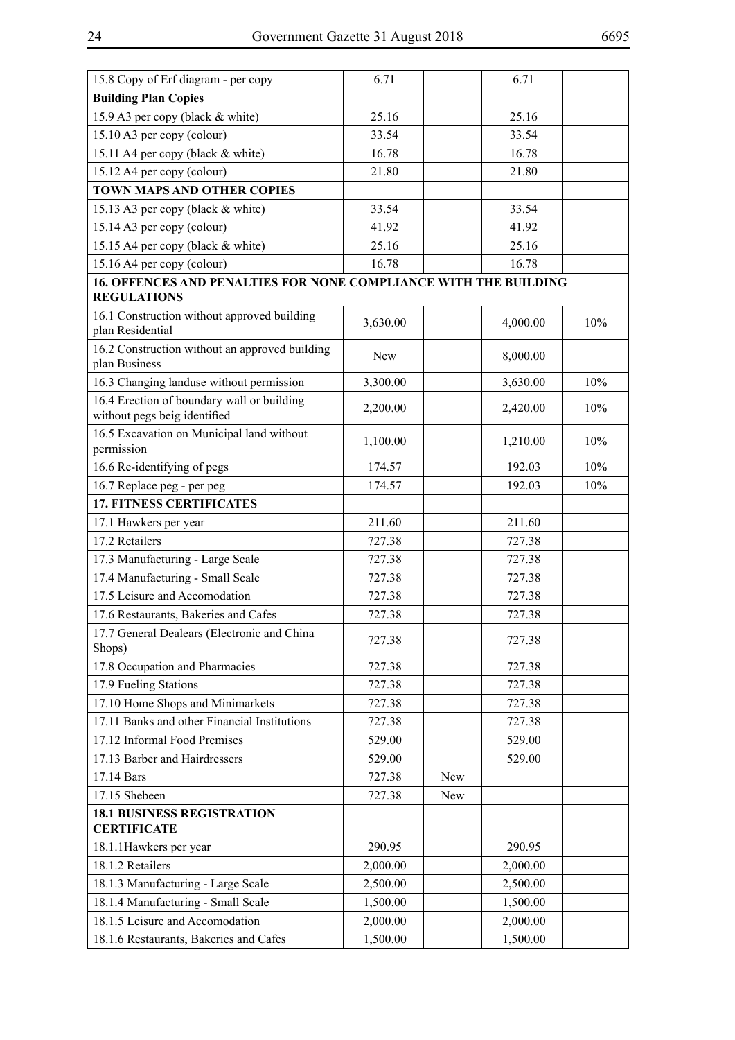| | | | | |
|---|---|---|---|---|
| 15.8 Copy of Erf diagram - per copy | 6.71 | | 6.71 | |
| **Building Plan Copies** | | | | |
| 15.9 A3 per copy (black & white) | 25.16 | | 25.16 | |
| 15.10 A3 per copy (colour) | 33.54 | | 33.54 | |
| 15.11 A4 per copy (black & white) | 16.78 | | 16.78 | |
| 15.12 A4 per copy (colour) | 21.80 | | 21.80 | |
| **TOWN MAPS AND OTHER COPIES** | | | | |
| 15.13 A3 per copy (black & white) | 33.54 | | 33.54 | |
| 15.14 A3 per copy (colour) | 41.92 | | 41.92 | |
| 15.15 A4 per copy (black & white) | 25.16 | | 25.16 | |
| 15.16 A4 per copy (colour) | 16.78 | | 16.78 | |
| **16. OFFENCES AND PENALTIES FOR NONE COMPLIANCE WITH THE BUILDING REGULATIONS** | | | | |
| 16.1 Construction without approved building plan Residential | 3,630.00 | | 4,000.00 | 10% |
| 16.2 Construction without an approved building plan Business | New | | 8,000.00 | |
| 16.3 Changing landuse without permission | 3,300.00 | | 3,630.00 | 10% |
| 16.4 Erection of boundary wall or building without pegs beig identified | 2,200.00 | | 2,420.00 | 10% |
| 16.5 Excavation on Municipal land without permission | 1,100.00 | | 1,210.00 | 10% |
| 16.6 Re-identifying of pegs | 174.57 | | 192.03 | 10% |
| 16.7 Replace peg - per peg | 174.57 | | 192.03 | 10% |
| **17. FITNESS CERTIFICATES** | | | | |
| 17.1 Hawkers per year | 211.60 | | 211.60 | |
| 17.2 Retailers | 727.38 | | 727.38 | |
| 17.3 Manufacturing - Large Scale | 727.38 | | 727.38 | |
| 17.4 Manufacturing - Small Scale | 727.38 | | 727.38 | |
| 17.5 Leisure and Accomodation | 727.38 | | 727.38 | |
| 17.6 Restaurants, Bakeries and Cafes | 727.38 | | 727.38 | |
| 17.7 General Dealears (Electronic and China Shops) | 727.38 | | 727.38 | |
| 17.8 Occupation and Pharmacies | 727.38 | | 727.38 | |
| 17.9 Fueling Stations | 727.38 | | 727.38 | |
| 17.10 Home Shops and Minimarkets | 727.38 | | 727.38 | |
| 17.11 Banks and other Financial Institutions | 727.38 | | 727.38 | |
| 17.12 Informal Food Premises | 529.00 | | 529.00 | |
| 17.13 Barber and Hairdressers | 529.00 | | 529.00 | |
| 17.14 Bars | 727.38 | New | | |
| 17.15 Shebeen | 727.38 | New | | |
| **18.1 BUSINESS REGISTRATION CERTIFICATE** | | | | |
| 18.1.1Hawkers per year | 290.95 | | 290.95 | |
| 18.1.2 Retailers | 2,000.00 | | 2,000.00 | |
| 18.1.3 Manufacturing - Large Scale | 2,500.00 | | 2,500.00 | |
| 18.1.4 Manufacturing - Small Scale | 1,500.00 | | 1,500.00 | |
| 18.1.5 Leisure and Accomodation | 2,000.00 | | 2,000.00 | |
| 18.1.6 Restaurants, Bakeries and Cafes | 1,500.00 | | 1,500.00 | |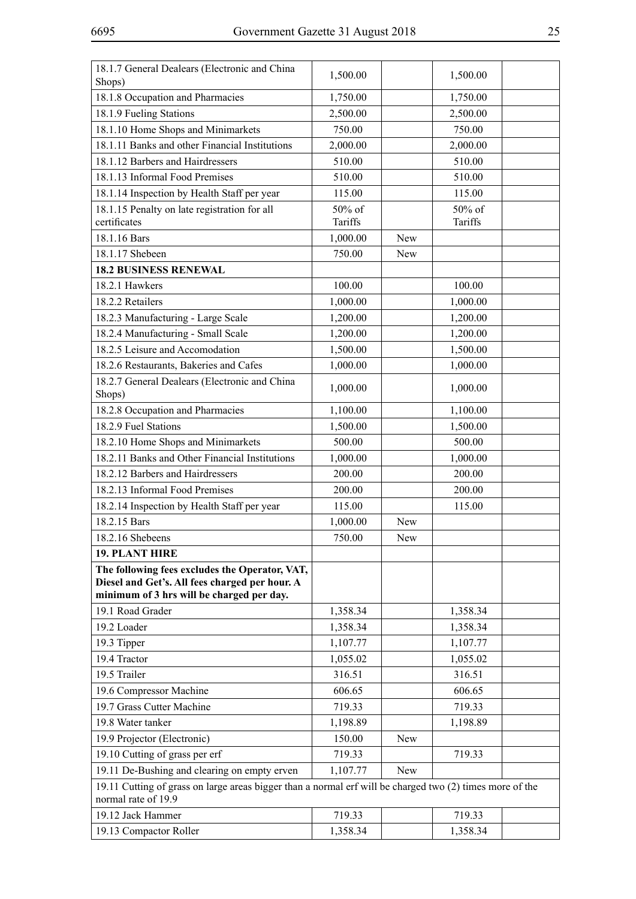| | | | | |
|---|---|---|---|---|
| 18.1.7 General Dealears (Electronic and China Shops) | 1,500.00 | | 1,500.00 | |
| 18.1.8 Occupation and Pharmacies | 1,750.00 | | 1,750.00 | |
| 18.1.9 Fueling Stations | 2,500.00 | | 2,500.00 | |
| 18.1.10 Home Shops and Minimarkets | 750.00 | | 750.00 | |
| 18.1.11 Banks and other Financial Institutions | 2,000.00 | | 2,000.00 | |
| 18.1.12 Barbers and Hairdressers | 510.00 | | 510.00 | |
| 18.1.13 Informal Food Premises | 510.00 | | 510.00 | |
| 18.1.14 Inspection by Health Staff per year | 115.00 | | 115.00 | |
| 18.1.15 Penalty on late registration for all certificates | 50% of Tariffs | | 50% of Tariffs | |
| 18.1.16 Bars | 1,000.00 | New | | |
| 18.1.17 Shebeen | 750.00 | New | | |
| **18.2 BUSINESS RENEWAL** | | | | |
| 18.2.1 Hawkers | 100.00 | | 100.00 | |
| 18.2.2 Retailers | 1,000.00 | | 1,000.00 | |
| 18.2.3 Manufacturing - Large Scale | 1,200.00 | | 1,200.00 | |
| 18.2.4 Manufacturing - Small Scale | 1,200.00 | | 1,200.00 | |
| 18.2.5 Leisure and Accomodation | 1,500.00 | | 1,500.00 | |
| 18.2.6 Restaurants, Bakeries and Cafes | 1,000.00 | | 1,000.00 | |
| 18.2.7 General Dealears (Electronic and China Shops) | 1,000.00 | | 1,000.00 | |
| 18.2.8 Occupation and Pharmacies | 1,100.00 | | 1,100.00 | |
| 18.2.9 Fuel Stations | 1,500.00 | | 1,500.00 | |
| 18.2.10 Home Shops and Minimarkets | 500.00 | | 500.00 | |
| 18.2.11 Banks and Other Financial Institutions | 1,000.00 | | 1,000.00 | |
| 18.2.12 Barbers and Hairdressers | 200.00 | | 200.00 | |
| 18.2.13 Informal Food Premises | 200.00 | | 200.00 | |
| 18.2.14 Inspection by Health Staff per year | 115.00 | | 115.00 | |
| 18.2.15 Bars | 1,000.00 | New | | |
| 18.2.16 Shebeens | 750.00 | New | | |
| **19. PLANT HIRE** | | | | |
| **The following fees excludes the Operator, VAT, Diesel and Get's. All fees charged per hour. A minimum of 3 hrs will be charged per day.** | | | | |
| 19.1 Road Grader | 1,358.34 | | 1,358.34 | |
| 19.2 Loader | 1,358.34 | | 1,358.34 | |
| 19.3 Tipper | 1,107.77 | | 1,107.77 | |
| 19.4 Tractor | 1,055.02 | | 1,055.02 | |
| 19.5 Trailer | 316.51 | | 316.51 | |
| 19.6 Compressor Machine | 606.65 | | 606.65 | |
| 19.7 Grass Cutter Machine | 719.33 | | 719.33 | |
| 19.8 Water tanker | 1,198.89 | | 1,198.89 | |
| 19.9 Projector (Electronic) | 150.00 | New | | |
| 19.10 Cutting of grass per erf | 719.33 | | 719.33 | |
| 19.11 De-Bushing and clearing on empty erven | 1,107.77 | New | | |
| 19.11 Cutting of grass on large areas bigger than a normal erf will be charged two (2) times more of the normal rate of 19.9 | | | | |
| 19.12 Jack Hammer | 719.33 | | 719.33 | |
| 19.13 Compactor Roller | 1,358.34 | | 1,358.34 | |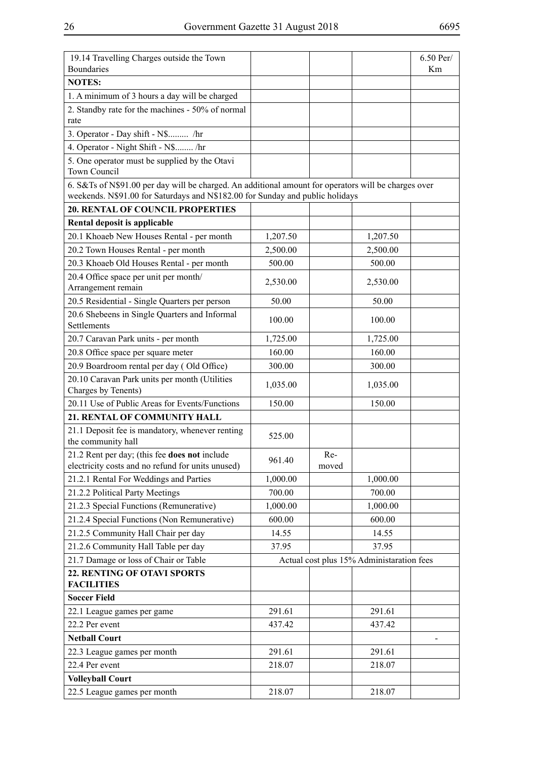| | | | | |
|---|---|---|---|---|
| 19.14 Travelling Charges outside the Town Boundaries | | | | 6.50 Per/ Km |
| **NOTES:** | | | | |
| 1. A minimum of 3 hours a day will be charged | | | | |
| 2. Standby rate for the machines - 50% of normal rate | | | | |
| 3. Operator - Day shift - N\$......... /hr | | | | |
| 4. Operator - Night Shift - N\$........ /hr | | | | |
| 5. One operator must be supplied by the Otavi Town Council | | | | |
| 6. S&Ts of N\$91.00 per day will be charged. An additional amount for operators will be charges over weekends. N\$91.00 for Saturdays and N\$182.00 for Sunday and public holidays | | | | |
| **20. RENTAL OF COUNCIL PROPERTIES** | | | | |
| **Rental deposit is applicable** | | | | |
| 20.1 Khoaeb New Houses Rental - per month | 1,207.50 | | 1,207.50 | |
| 20.2 Town Houses Rental - per month | 2,500.00 | | 2,500.00 | |
| 20.3 Khoaeb Old Houses Rental - per month | 500.00 | | 500.00 | |
| 20.4 Office space per unit per month/ Arrangement remain | 2,530.00 | | 2,530.00 | |
| 20.5 Residential - Single Quarters per person | 50.00 | | 50.00 | |
| 20.6 Shebeens in Single Quarters and Informal Settlements | 100.00 | | 100.00 | |
| 20.7 Caravan Park units - per month | 1,725.00 | | 1,725.00 | |
| 20.8 Office space per square meter | 160.00 | | 160.00 | |
| 20.9 Boardroom rental per day ( Old Office) | 300.00 | | 300.00 | |
| 20.10 Caravan Park units per month (Utilities Charges by Tenents) | 1,035.00 | | 1,035.00 | |
| 20.11 Use of Public Areas for Events/Functions | 150.00 | | 150.00 | |
| **21. RENTAL OF COMMUNITY HALL** | | | | |
| 21.1 Deposit fee is mandatory, whenever renting the community hall | 525.00 | | | |
| 21.2 Rent per day; (this fee **does not** include electricity costs and no refund for units unused) | 961.40 | Re-moved | | |
| 21.2.1 Rental For Weddings and Parties | 1,000.00 | | 1,000.00 | |
| 21.2.2 Political Party Meetings | 700.00 | | 700.00 | |
| 21.2.3 Special Functions (Remunerative) | 1,000.00 | | 1,000.00 | |
| 21.2.4 Special Functions (Non Remunerative) | 600.00 | | 600.00 | |
| 21.2.5 Community Hall Chair per day | 14.55 | | 14.55 | |
| 21.2.6 Community Hall Table per day | 37.95 | | 37.95 | |
| 21.7 Damage or loss of Chair or Table | Actual cost plus 15% Administaration fees | | | |
| **22. RENTING OF OTAVI SPORTS FACILITIES** | | | | |
| **Soccer Field** | | | | |
| 22.1 League games per game | 291.61 | | 291.61 | |
| 22.2 Per event | 437.42 | | 437.42 | |
| **Netball Court** | | | | - |
| 22.3 League games per month | 291.61 | | 291.61 | |
| 22.4 Per event | 218.07 | | 218.07 | |
| **Volleyball Court** | | | | |
| 22.5 League games per month | 218.07 | | 218.07 | |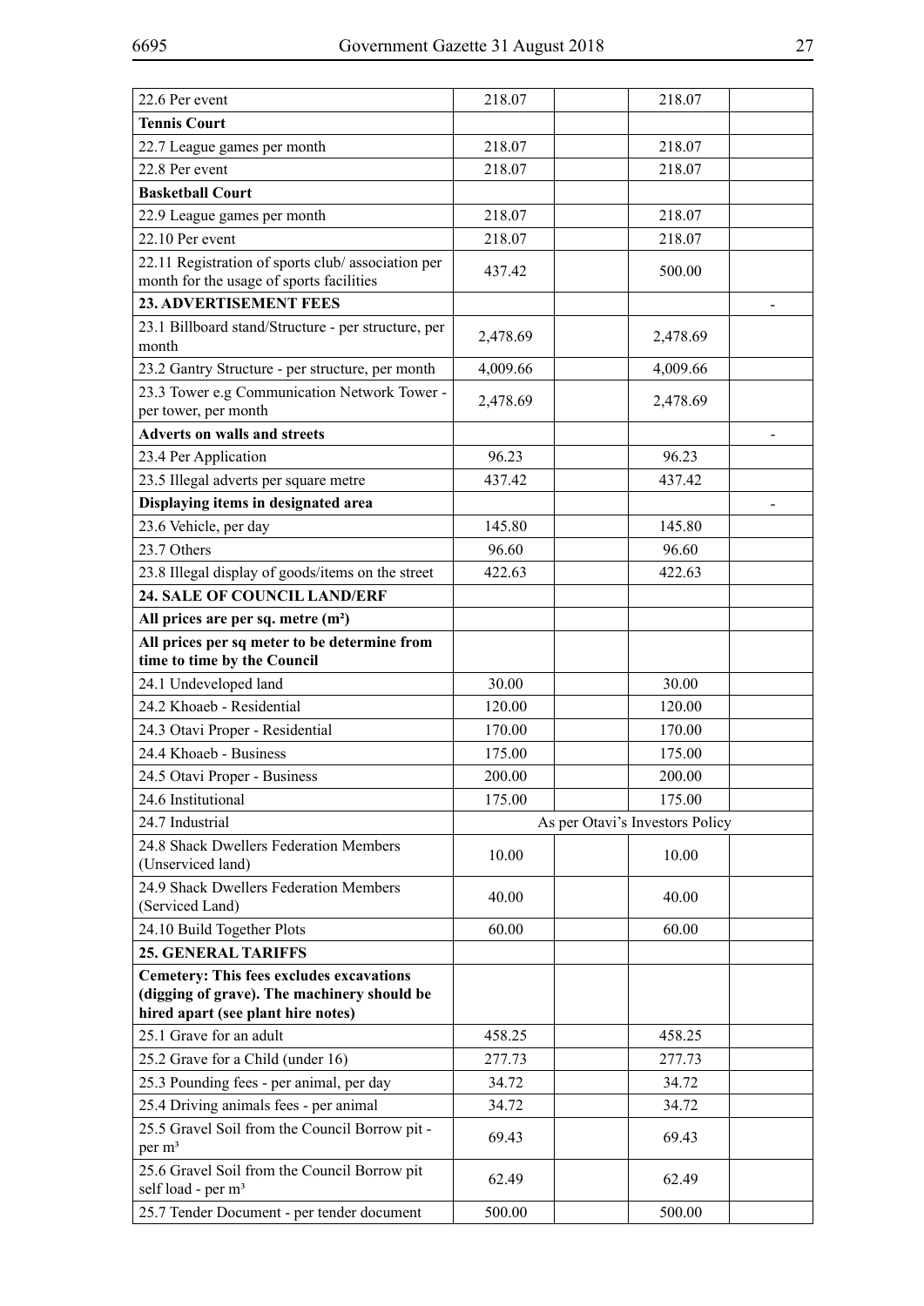| | | | | |
|---|---|---|---|---|
| 22.6 Per event | 218.07 | | 218.07 | |
| **Tennis Court** | | | | |
| 22.7 League games per month | 218.07 | | 218.07 | |
| 22.8 Per event | 218.07 | | 218.07 | |
| **Basketball Court** | | | | |
| 22.9 League games per month | 218.07 | | 218.07 | |
| 22.10 Per event | 218.07 | | 218.07 | |
| 22.11 Registration of sports club/ association per month for the usage of sports facilities | 437.42 | | 500.00 | |
| **23. ADVERTISEMENT FEES** | | | | - |
| 23.1 Billboard stand/Structure - per structure, per month | 2,478.69 | | 2,478.69 | |
| 23.2 Gantry Structure - per structure, per month | 4,009.66 | | 4,009.66 | |
| 23.3 Tower e.g Communication Network Tower - per tower, per month | 2,478.69 | | 2,478.69 | |
| **Adverts on walls and streets** | | | | - |
| 23.4 Per Application | 96.23 | | 96.23 | |
| 23.5 Illegal adverts per square metre | 437.42 | | 437.42 | |
| **Displaying items in designated area** | | | | - |
| 23.6 Vehicle, per day | 145.80 | | 145.80 | |
| 23.7 Others | 96.60 | | 96.60 | |
| 23.8 Illegal display of goods/items on the street | 422.63 | | 422.63 | |
| **24. SALE OF COUNCIL LAND/ERF** | | | | |
| **All prices are per sq. metre ($m^2$)** | | | | |
| **All prices per sq meter to be determine from time to time by the Council** | | | | |
| 24.1 Undeveloped land | 30.00 | | 30.00 | |
| 24.2 Khoaeb - Residential | 120.00 | | 120.00 | |
| 24.3 Otavi Proper - Residential | 170.00 | | 170.00 | |
| 24.4 Khoaeb - Business | 175.00 | | 175.00 | |
| 24.5 Otavi Proper - Business | 200.00 | | 200.00 | |
| 24.6 Institutional | 175.00 | | 175.00 | |
| 24.7 Industrial | As per Otavi's Investors Policy | | | |
| 24.8 Shack Dwellers Federation Members (Unserviced land) | 10.00 | | 10.00 | |
| 24.9 Shack Dwellers Federation Members (Serviced Land) | 40.00 | | 40.00 | |
| 24.10 Build Together Plots | 60.00 | | 60.00 | |
| **25. GENERAL TARIFFS** | | | | |
| **Cemetery: This fees excludes excavations (digging of grave). The machinery should be hired apart (see plant hire notes)** | | | | |
| 25.1 Grave for an adult | 458.25 | | 458.25 | |
| 25.2 Grave for a Child (under 16) | 277.73 | | 277.73 | |
| 25.3 Pounding fees - per animal, per day | 34.72 | | 34.72 | |
| 25.4 Driving animals fees - per animal | 34.72 | | 34.72 | |
| 25.5 Gravel Soil from the Council Borrow pit - per $m^3$ | 69.43 | | 69.43 | |
| 25.6 Gravel Soil from the Council Borrow pit self load - per $m^3$ | 62.49 | | 62.49 | |
| 25.7 Tender Document - per tender document | 500.00 | | 500.00 | |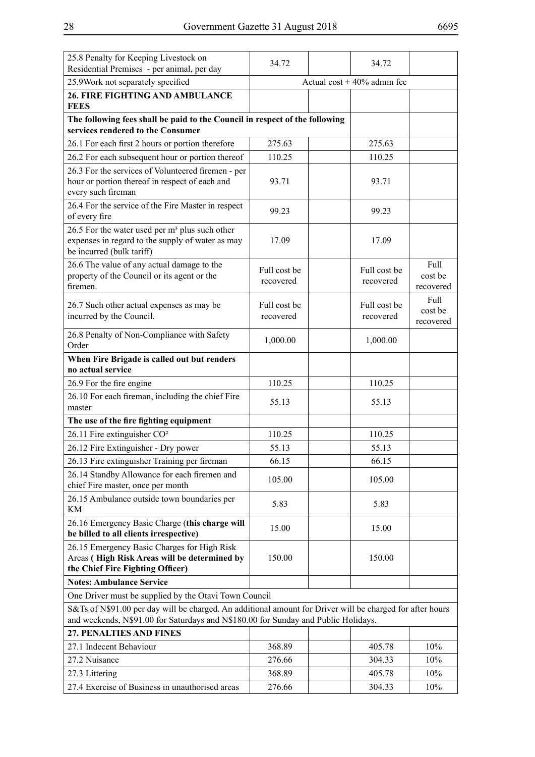| | | | | |
|---|---|---|---|---|
| 25.8 Penalty for Keeping Livestock on Residential Premises - per animal, per day | 34.72 | | 34.72 | |
| 25.9Work not separately specified | Actual cost + 40% admin fee | | | |
| **26. FIRE FIGHTING AND AMBULANCE FEES** | | | | |
| **The following fees shall be paid to the Council in respect of the following services rendered to the Consumer** | | | | |
| 26.1 For each first 2 hours or portion therefore | 275.63 | | 275.63 | |
| 26.2 For each subsequent hour or portion thereof | 110.25 | | 110.25 | |
| 26.3 For the services of Volunteered firemen - per hour or portion thereof in respect of each and every such fireman | 93.71 | | 93.71 | |
| 26.4 For the service of the Fire Master in respect of every fire | 99.23 | | 99.23 | |
| 26.5 For the water used per m³ plus such other expenses in regard to the supply of water as may be incurred (bulk tariff) | 17.09 | | 17.09 | |
| 26.6 The value of any actual damage to the property of the Council or its agent or the firemen. | Full cost be recovered | | Full cost be recovered | Full cost be recovered |
| 26.7 Such other actual expenses as may be incurred by the Council. | Full cost be recovered | | Full cost be recovered | Full cost be recovered |
| 26.8 Penalty of Non-Compliance with Safety Order | 1,000.00 | | 1,000.00 | |
| **When Fire Brigade is called out but renders no actual service** | | | | |
| 26.9 For the fire engine | 110.25 | | 110.25 | |
| 26.10 For each fireman, including the chief Fire master | 55.13 | | 55.13 | |
| **The use of the fire fighting equipment** | | | | |
| 26.11 Fire extinguisher CO² | 110.25 | | 110.25 | |
| 26.12 Fire Extinguisher - Dry power | 55.13 | | 55.13 | |
| 26.13 Fire extinguisher Training per fireman | 66.15 | | 66.15 | |
| 26.14 Standby Allowance for each firemen and chief Fire master, once per month | 105.00 | | 105.00 | |
| 26.15 Ambulance outside town boundaries per KM | 5.83 | | 5.83 | |
| 26.16 Emergency Basic Charge (**this charge will be billed to all clients irrespective)** | 15.00 | | 15.00 | |
| 26.15 Emergency Basic Charges for High Risk Areas ( **High Risk Areas will be determined by the Chief Fire Fighting Officer)** | 150.00 | | 150.00 | |
| **Notes: Ambulance Service** | | | | |
| One Driver must be supplied by the Otavi Town Council | | | | |
| S&Ts of N$91.00 per day will be charged. An additional amount for Driver will be charged for after hours and weekends, N$91.00 for Saturdays and N$180.00 for Sunday and Public Holidays. | | | | |
| **27. PENALTIES AND FINES** | | | | |
| 27.1 Indecent Behaviour | 368.89 | | 405.78 | 10% |
| 27.2 Nuisance | 276.66 | | 304.33 | 10% |
| 27.3 Littering | 368.89 | | 405.78 | 10% |
| 27.4 Exercise of Business in unauthorised areas | 276.66 | | 304.33 | 10% |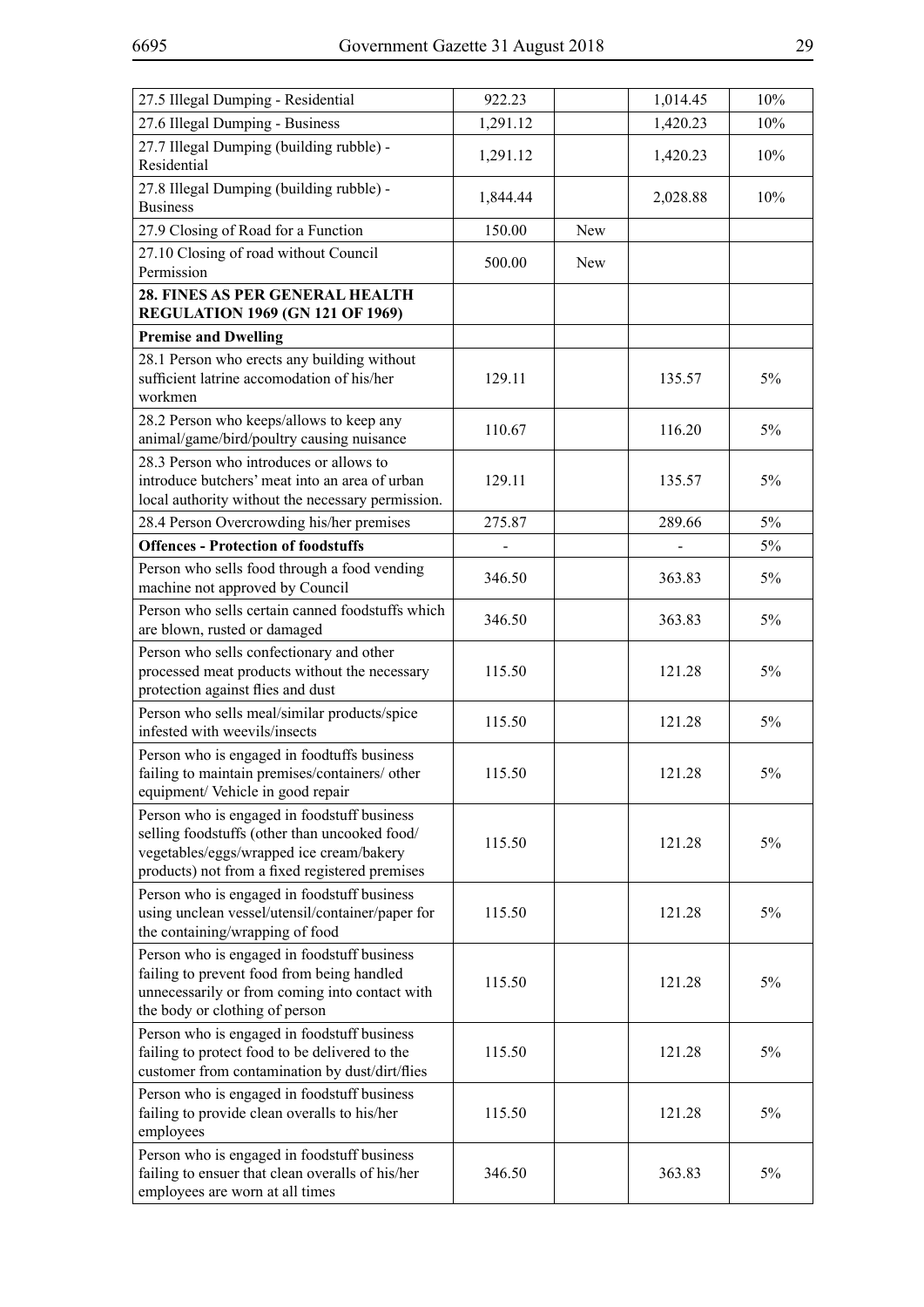| | | | | |
|---|---|---|---|---|
| 27.5 Illegal Dumping - Residential | 922.23 | | 1,014.45 | 10% |
| 27.6 Illegal Dumping - Business | 1,291.12 | | 1,420.23 | 10% |
| 27.7 Illegal Dumping (building rubble) - Residential | 1,291.12 | | 1,420.23 | 10% |
| 27.8 Illegal Dumping (building rubble) - Business | 1,844.44 | | 2,028.88 | 10% |
| 27.9 Closing of Road for a Function | 150.00 | New | | |
| 27.10 Closing of road without Council Permission | 500.00 | New | | |
| **28. FINES AS PER GENERAL HEALTH REGULATION 1969 (GN 121 OF 1969)** | | | | |
| **Premise and Dwelling** | | | | |
| 28.1 Person who erects any building without sufficient latrine accomodation of his/her workmen | 129.11 | | 135.57 | 5% |
| 28.2 Person who keeps/allows to keep any animal/game/bird/poultry causing nuisance | 110.67 | | 116.20 | 5% |
| 28.3 Person who introduces or allows to introduce butchers' meat into an area of urban local authority without the necessary permission. | 129.11 | | 135.57 | 5% |
| 28.4 Person Overcrowding his/her premises | 275.87 | | 289.66 | 5% |
| **Offences - Protection of foodstuffs** | - | | - | 5% |
| Person who sells food through a food vending machine not approved by Council | 346.50 | | 363.83 | 5% |
| Person who sells certain canned foodstuffs which are blown, rusted or damaged | 346.50 | | 363.83 | 5% |
| Person who sells confectionary and other processed meat products without the necessary protection against flies and dust | 115.50 | | 121.28 | 5% |
| Person who sells meal/similar products/spice infested with weevils/insects | 115.50 | | 121.28 | 5% |
| Person who is engaged in foodtuffs business failing to maintain premises/containers/ other equipment/ Vehicle in good repair | 115.50 | | 121.28 | 5% |
| Person who is engaged in foodstuff business selling foodstuffs (other than uncooked food/ vegetables/eggs/wrapped ice cream/bakery products) not from a fixed registered premises | 115.50 | | 121.28 | 5% |
| Person who is engaged in foodstuff business using unclean vessel/utensil/container/paper for the containing/wrapping of food | 115.50 | | 121.28 | 5% |
| Person who is engaged in foodstuff business failing to prevent food from being handled unnecessarily or from coming into contact with the body or clothing of person | 115.50 | | 121.28 | 5% |
| Person who is engaged in foodstuff business failing to protect food to be delivered to the customer from contamination by dust/dirt/flies | 115.50 | | 121.28 | 5% |
| Person who is engaged in foodstuff business failing to provide clean overalls to his/her employees | 115.50 | | 121.28 | 5% |
| Person who is engaged in foodstuff business failing to ensuer that clean overalls of his/her employees are worn at all times | 346.50 | | 363.83 | 5% |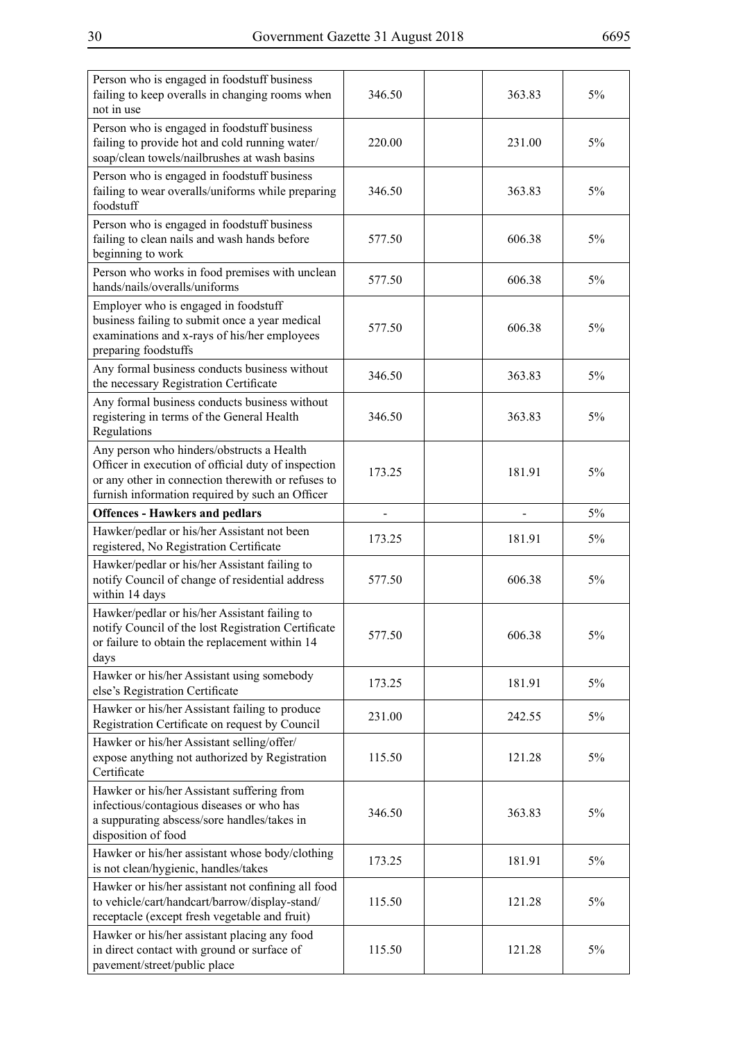| | | | | |
|---|---|---|---|---|
| Person who is engaged in foodstuff business failing to keep overalls in changing rooms when not in use | 346.50 | | 363.83 | 5% |
| Person who is engaged in foodstuff business failing to provide hot and cold running water/ soap/clean towels/nailbrushes at wash basins | 220.00 | | 231.00 | 5% |
| Person who is engaged in foodstuff business failing to wear overalls/uniforms while preparing foodstuff | 346.50 | | 363.83 | 5% |
| Person who is engaged in foodstuff business failing to clean nails and wash hands before beginning to work | 577.50 | | 606.38 | 5% |
| Person who works in food premises with unclean hands/nails/overalls/uniforms | 577.50 | | 606.38 | 5% |
| Employer who is engaged in foodstuff business failing to submit once a year medical examinations and x-rays of his/her employees preparing foodstuffs | 577.50 | | 606.38 | 5% |
| Any formal business conducts business without the necessary Registration Certificate | 346.50 | | 363.83 | 5% |
| Any formal business conducts business without registering in terms of the General Health Regulations | 346.50 | | 363.83 | 5% |
| Any person who hinders/obstructs a Health Officer in execution of official duty of inspection or any other in connection therewith or refuses to furnish information required by such an Officer | 173.25 | | 181.91 | 5% |
| **Offences - Hawkers and pedlars** | - | | - | 5% |
| Hawker/pedlar or his/her Assistant not been registered, No Registration Certificate | 173.25 | | 181.91 | 5% |
| Hawker/pedlar or his/her Assistant failing to notify Council of change of residential address within 14 days | 577.50 | | 606.38 | 5% |
| Hawker/pedlar or his/her Assistant failing to notify Council of the lost Registration Certificate or failure to obtain the replacement within 14 days | 577.50 | | 606.38 | 5% |
| Hawker or his/her Assistant using somebody else's Registration Certificate | 173.25 | | 181.91 | 5% |
| Hawker or his/her Assistant failing to produce Registration Certificate on request by Council | 231.00 | | 242.55 | 5% |
| Hawker or his/her Assistant selling/offer/ expose anything not authorized by Registration Certificate | 115.50 | | 121.28 | 5% |
| Hawker or his/her Assistant suffering from infectious/contagious diseases or who has a suppurating abscess/sore handles/takes in disposition of food | 346.50 | | 363.83 | 5% |
| Hawker or his/her assistant whose body/clothing is not clean/hygienic, handles/takes | 173.25 | | 181.91 | 5% |
| Hawker or his/her assistant not confining all food to vehicle/cart/handcart/barrow/display-stand/ receptacle (except fresh vegetable and fruit) | 115.50 | | 121.28 | 5% |
| Hawker or his/her assistant placing any food in direct contact with ground or surface of pavement/street/public place | 115.50 | | 121.28 | 5% |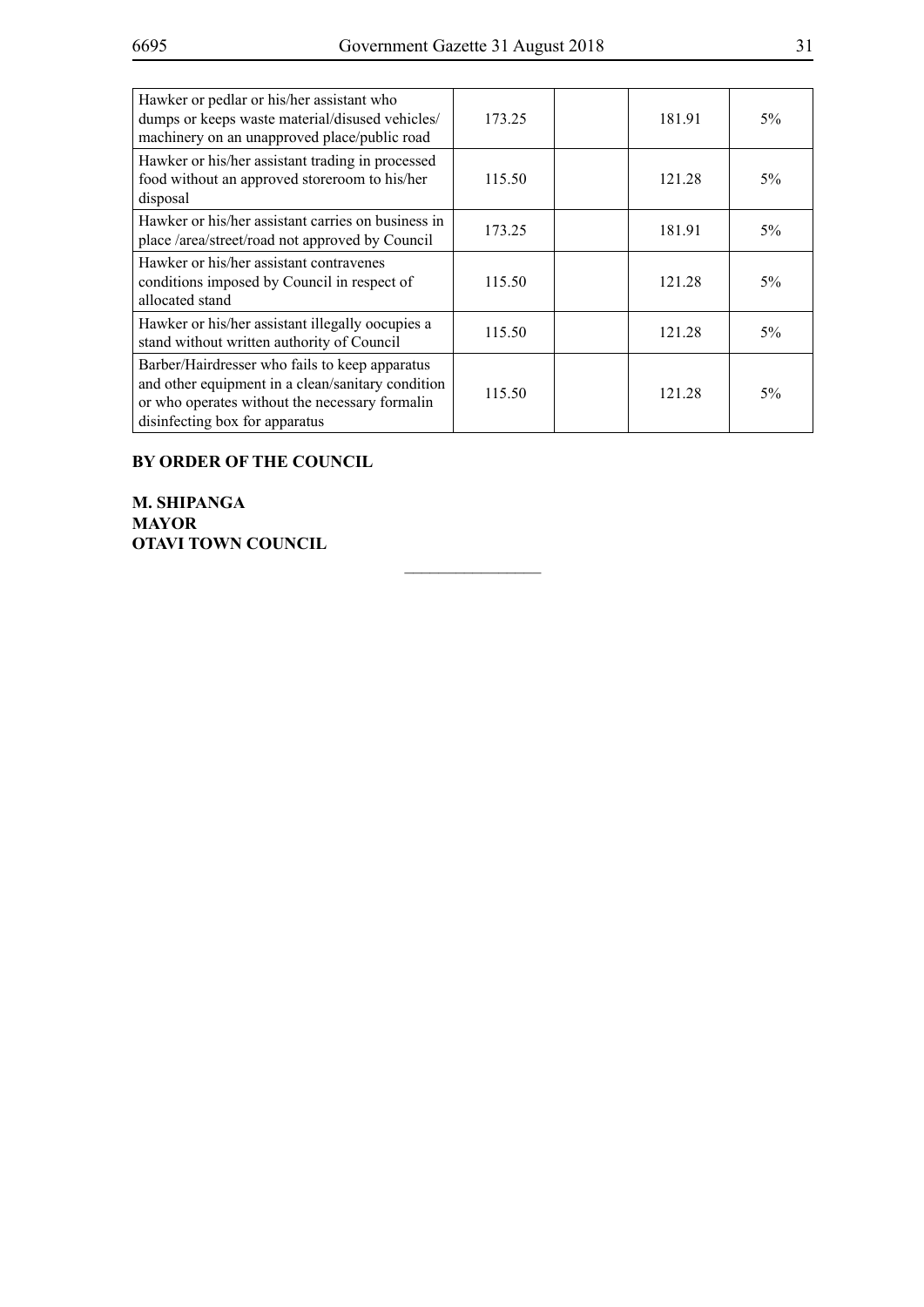| | | | | |
|---|---|---|---|---|
| Hawker or pedlar or his/her assistant who dumps or keeps waste material/disused vehicles/ machinery on an unapproved place/public road | 173.25 | | 181.91 | 5% |
| Hawker or his/her assistant trading in processed food without an approved storeroom to his/her disposal | 115.50 | | 121.28 | 5% |
| Hawker or his/her assistant carries on business in place /area/street/road not approved by Council | 173.25 | | 181.91 | 5% |
| Hawker or his/her assistant contravenes conditions imposed by Council in respect of allocated stand | 115.50 | | 121.28 | 5% |
| Hawker or his/her assistant illegally oocupies a stand without written authority of Council | 115.50 | | 121.28 | 5% |
| Barber/Hairdresser who fails to keep apparatus and other equipment in a clean/sanitary condition or who operates without the necessary formalin disinfecting box for apparatus | 115.50 | | 121.28 | 5% |

**BY ORDER OF THE COUNCIL**

**M. SHIPANGA**
**MAYOR**
**OTAVI TOWN COUNCIL**

________________